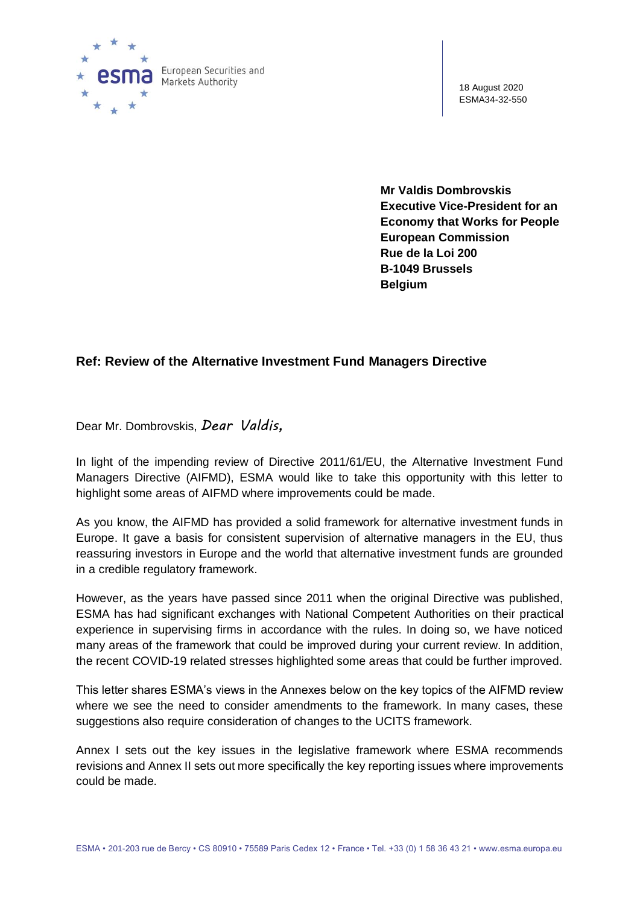18 August 2020
ESMA34-32-550

**Mr Valdis Dombrovskis**
**Executive Vice-President for an Economy that Works for People**
**European Commission**
**Rue de la Loi 200**
**B-1049 Brussels**
**Belgium**

**Ref: Review of the Alternative Investment Fund Managers Directive**

Dear Mr. Dombrovskis, *Dear Valdis,*

In light of the impending review of Directive 2011/61/EU, the Alternative Investment Fund Managers Directive (AIFMD), ESMA would like to take this opportunity with this letter to highlight some areas of AIFMD where improvements could be made.

As you know, the AIFMD has provided a solid framework for alternative investment funds in Europe. It gave a basis for consistent supervision of alternative managers in the EU, thus reassuring investors in Europe and the world that alternative investment funds are grounded in a credible regulatory framework.

However, as the years have passed since 2011 when the original Directive was published, ESMA has had significant exchanges with National Competent Authorities on their practical experience in supervising firms in accordance with the rules. In doing so, we have noticed many areas of the framework that could be improved during your current review. In addition, the recent COVID-19 related stresses highlighted some areas that could be further improved.

This letter shares ESMA's views in the Annexes below on the key topics of the AIFMD review where we see the need to consider amendments to the framework. In many cases, these suggestions also require consideration of changes to the UCITS framework.

Annex I sets out the key issues in the legislative framework where ESMA recommends revisions and Annex II sets out more specifically the key reporting issues where improvements could be made.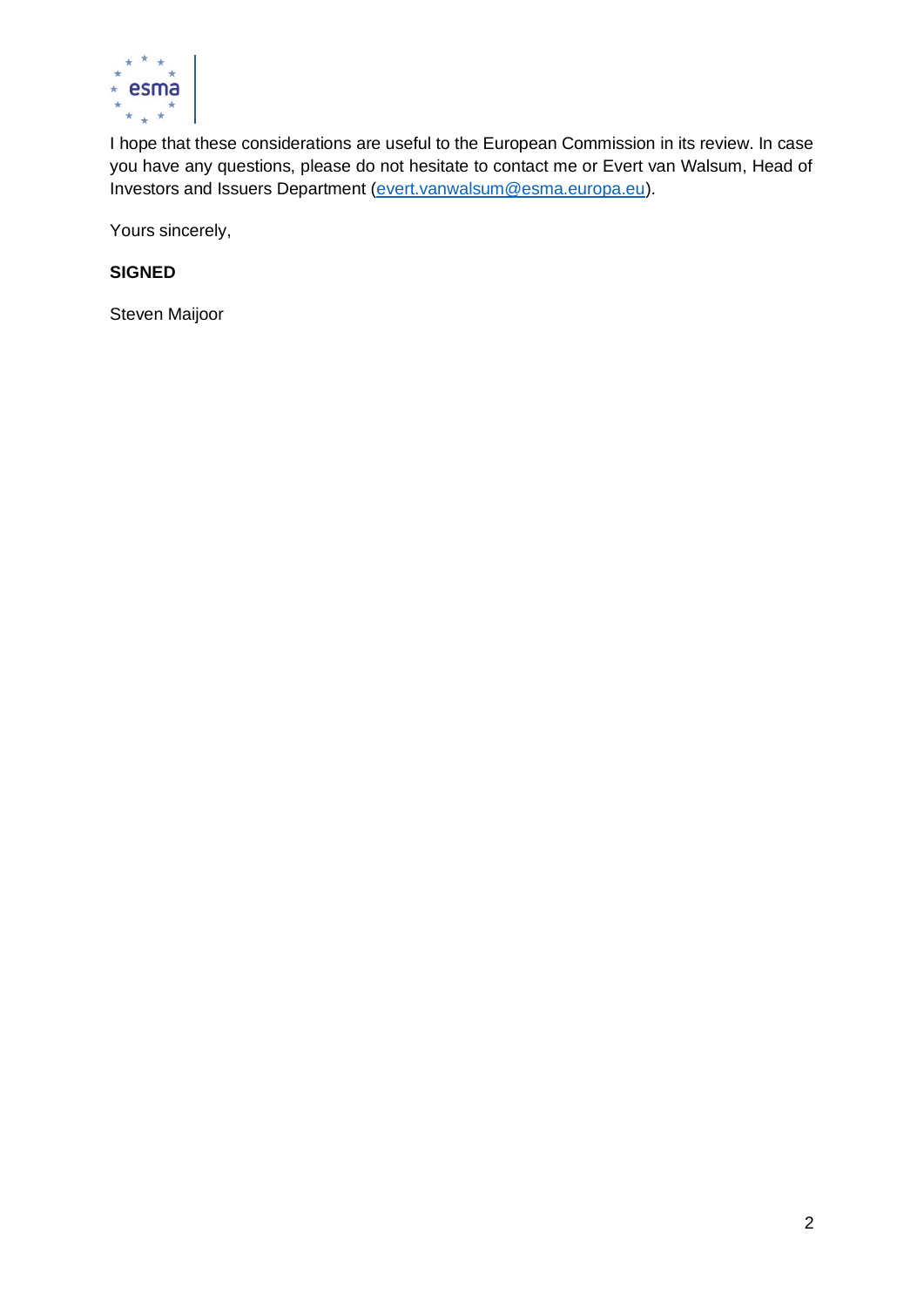I hope that these considerations are useful to the European Commission in its review. In case you have any questions, please do not hesitate to contact me or Evert van Walsum, Head of Investors and Issuers Department (evert.vanwalsum@esma.europa.eu).

Yours sincerely,

**SIGNED**

Steven Maijoor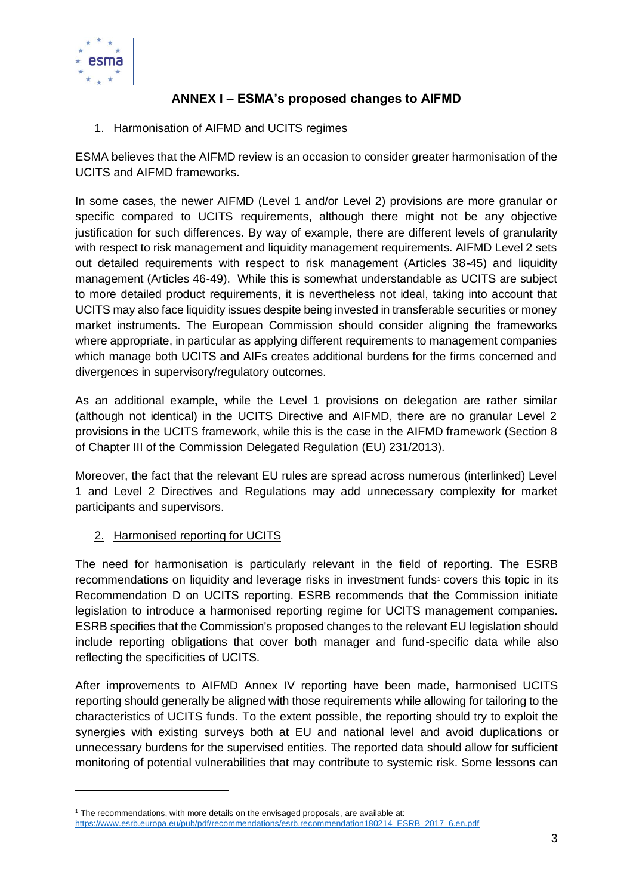## ANNEX I – ESMA's proposed changes to AIFMD

### 1. Harmonisation of AIFMD and UCITS regimes

ESMA believes that the AIFMD review is an occasion to consider greater harmonisation of the UCITS and AIFMD frameworks.

In some cases, the newer AIFMD (Level 1 and/or Level 2) provisions are more granular or specific compared to UCITS requirements, although there might not be any objective justification for such differences. By way of example, there are different levels of granularity with respect to risk management and liquidity management requirements. AIFMD Level 2 sets out detailed requirements with respect to risk management (Articles 38-45) and liquidity management (Articles 46-49). While this is somewhat understandable as UCITS are subject to more detailed product requirements, it is nevertheless not ideal, taking into account that UCITS may also face liquidity issues despite being invested in transferable securities or money market instruments. The European Commission should consider aligning the frameworks where appropriate, in particular as applying different requirements to management companies which manage both UCITS and AIFs creates additional burdens for the firms concerned and divergences in supervisory/regulatory outcomes.

As an additional example, while the Level 1 provisions on delegation are rather similar (although not identical) in the UCITS Directive and AIFMD, there are no granular Level 2 provisions in the UCITS framework, while this is the case in the AIFMD framework (Section 8 of Chapter III of the Commission Delegated Regulation (EU) 231/2013).

Moreover, the fact that the relevant EU rules are spread across numerous (interlinked) Level 1 and Level 2 Directives and Regulations may add unnecessary complexity for market participants and supervisors.

### 2. Harmonised reporting for UCITS

The need for harmonisation is particularly relevant in the field of reporting. The ESRB recommendations on liquidity and leverage risks in investment funds[1] covers this topic in its Recommendation D on UCITS reporting. ESRB recommends that the Commission initiate legislation to introduce a harmonised reporting regime for UCITS management companies. ESRB specifies that the Commission's proposed changes to the relevant EU legislation should include reporting obligations that cover both manager and fund-specific data while also reflecting the specificities of UCITS.

After improvements to AIFMD Annex IV reporting have been made, harmonised UCITS reporting should generally be aligned with those requirements while allowing for tailoring to the characteristics of UCITS funds. To the extent possible, the reporting should try to exploit the synergies with existing surveys both at EU and national level and avoid duplications or unnecessary burdens for the supervised entities. The reported data should allow for sufficient monitoring of potential vulnerabilities that may contribute to systemic risk. Some lessons can

[1] The recommendations, with more details on the envisaged proposals, are available at: https://www.esrb.europa.eu/pub/pdf/recommendations/esrb.recommendation180214_ESRB_2017_6.en.pdf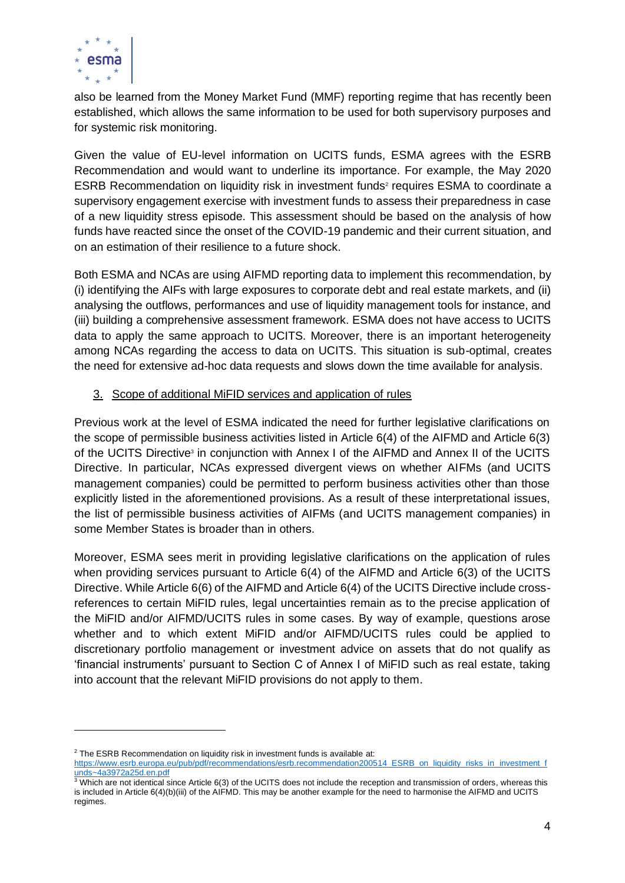also be learned from the Money Market Fund (MMF) reporting regime that has recently been established, which allows the same information to be used for both supervisory purposes and for systemic risk monitoring.

Given the value of EU-level information on UCITS funds, ESMA agrees with the ESRB Recommendation and would want to underline its importance. For example, the May 2020 ESRB Recommendation on liquidity risk in investment funds[2] requires ESMA to coordinate a supervisory engagement exercise with investment funds to assess their preparedness in case of a new liquidity stress episode. This assessment should be based on the analysis of how funds have reacted since the onset of the COVID-19 pandemic and their current situation, and on an estimation of their resilience to a future shock.

Both ESMA and NCAs are using AIFMD reporting data to implement this recommendation, by (i) identifying the AIFs with large exposures to corporate debt and real estate markets, and (ii) analysing the outflows, performances and use of liquidity management tools for instance, and (iii) building a comprehensive assessment framework. ESMA does not have access to UCITS data to apply the same approach to UCITS. Moreover, there is an important heterogeneity among NCAs regarding the access to data on UCITS. This situation is sub-optimal, creates the need for extensive ad-hoc data requests and slows down the time available for analysis.

3. <u>Scope of additional MiFID services and application of rules</u>

Previous work at the level of ESMA indicated the need for further legislative clarifications on the scope of permissible business activities listed in Article 6(4) of the AIFMD and Article 6(3) of the UCITS Directive[3] in conjunction with Annex I of the AIFMD and Annex II of the UCITS Directive. In particular, NCAs expressed divergent views on whether AIFMs (and UCITS management companies) could be permitted to perform business activities other than those explicitly listed in the aforementioned provisions. As a result of these interpretational issues, the list of permissible business activities of AIFMs (and UCITS management companies) in some Member States is broader than in others.

Moreover, ESMA sees merit in providing legislative clarifications on the application of rules when providing services pursuant to Article 6(4) of the AIFMD and Article 6(3) of the UCITS Directive. While Article 6(6) of the AIFMD and Article 6(4) of the UCITS Directive include cross-references to certain MiFID rules, legal uncertainties remain as to the precise application of the MiFID and/or AIFMD/UCITS rules in some cases. By way of example, questions arose whether and to which extent MiFID and/or AIFMD/UCITS rules could be applied to discretionary portfolio management or investment advice on assets that do not qualify as 'financial instruments' pursuant to Section C of Annex I of MiFID such as real estate, taking into account that the relevant MiFID provisions do not apply to them.

---

[2] The ESRB Recommendation on liquidity risk in investment funds is available at: https://www.esrb.europa.eu/pub/pdf/recommendations/esrb.recommendation200514_ESRB_on_liquidity_risks_in_investment_funds~4a3972a25d.en.pdf

[3] Which are not identical since Article 6(3) of the UCITS does not include the reception and transmission of orders, whereas this is included in Article 6(4)(b)(iii) of the AIFMD. This may be another example for the need to harmonise the AIFMD and UCITS regimes.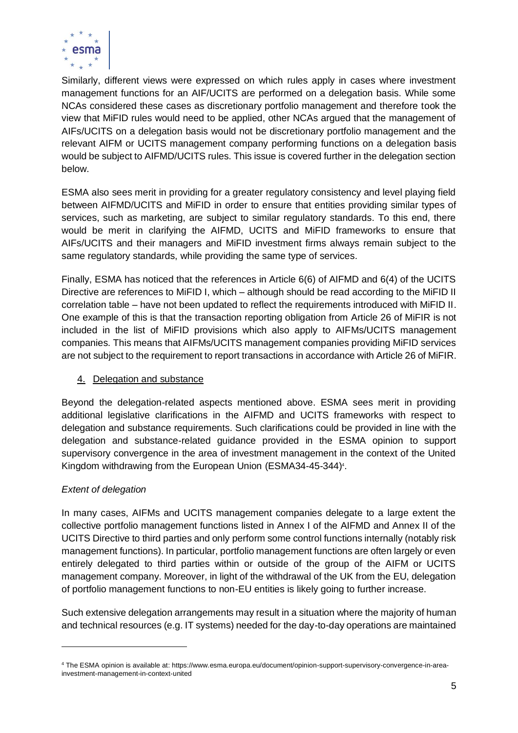Similarly, different views were expressed on which rules apply in cases where investment management functions for an AIF/UCITS are performed on a delegation basis. While some NCAs considered these cases as discretionary portfolio management and therefore took the view that MiFID rules would need to be applied, other NCAs argued that the management of AIFs/UCITS on a delegation basis would not be discretionary portfolio management and the relevant AIFM or UCITS management company performing functions on a delegation basis would be subject to AIFMD/UCITS rules. This issue is covered further in the delegation section below.

ESMA also sees merit in providing for a greater regulatory consistency and level playing field between AIFMD/UCITS and MiFID in order to ensure that entities providing similar types of services, such as marketing, are subject to similar regulatory standards. To this end, there would be merit in clarifying the AIFMD, UCITS and MiFID frameworks to ensure that AIFs/UCITS and their managers and MiFID investment firms always remain subject to the same regulatory standards, while providing the same type of services.

Finally, ESMA has noticed that the references in Article 6(6) of AIFMD and 6(4) of the UCITS Directive are references to MiFID I, which – although should be read according to the MiFID II correlation table – have not been updated to reflect the requirements introduced with MiFID II. One example of this is that the transaction reporting obligation from Article 26 of MiFIR is not included in the list of MiFID provisions which also apply to AIFMs/UCITS management companies. This means that AIFMs/UCITS management companies providing MiFID services are not subject to the requirement to report transactions in accordance with Article 26 of MiFIR.

## 4. Delegation and substance

Beyond the delegation-related aspects mentioned above. ESMA sees merit in providing additional legislative clarifications in the AIFMD and UCITS frameworks with respect to delegation and substance requirements. Such clarifications could be provided in line with the delegation and substance-related guidance provided in the ESMA opinion to support supervisory convergence in the area of investment management in the context of the United Kingdom withdrawing from the European Union (ESMA34-45-344)[4].

*Extent of delegation*

In many cases, AIFMs and UCITS management companies delegate to a large extent the collective portfolio management functions listed in Annex I of the AIFMD and Annex II of the UCITS Directive to third parties and only perform some control functions internally (notably risk management functions). In particular, portfolio management functions are often largely or even entirely delegated to third parties within or outside of the group of the AIFM or UCITS management company. Moreover, in light of the withdrawal of the UK from the EU, delegation of portfolio management functions to non-EU entities is likely going to further increase.

Such extensive delegation arrangements may result in a situation where the majority of human and technical resources (e.g. IT systems) needed for the day-to-day operations are maintained

[4] The ESMA opinion is available at: https://www.esma.europa.eu/document/opinion-support-supervisory-convergence-in-area-investment-management-in-context-united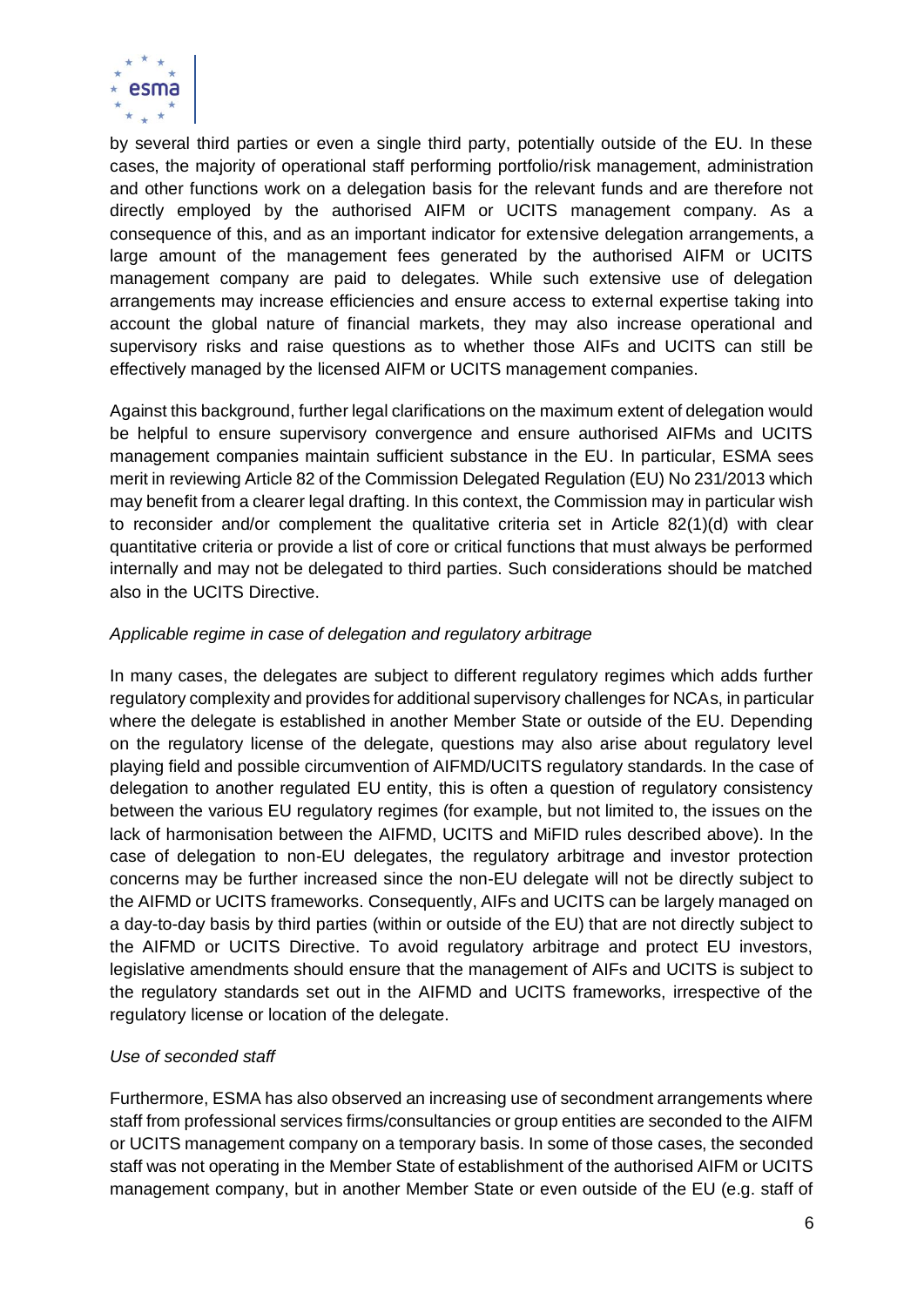by several third parties or even a single third party, potentially outside of the EU. In these cases, the majority of operational staff performing portfolio/risk management, administration and other functions work on a delegation basis for the relevant funds and are therefore not directly employed by the authorised AIFM or UCITS management company. As a consequence of this, and as an important indicator for extensive delegation arrangements, a large amount of the management fees generated by the authorised AIFM or UCITS management company are paid to delegates. While such extensive use of delegation arrangements may increase efficiencies and ensure access to external expertise taking into account the global nature of financial markets, they may also increase operational and supervisory risks and raise questions as to whether those AIFs and UCITS can still be effectively managed by the licensed AIFM or UCITS management companies.

Against this background, further legal clarifications on the maximum extent of delegation would be helpful to ensure supervisory convergence and ensure authorised AIFMs and UCITS management companies maintain sufficient substance in the EU. In particular, ESMA sees merit in reviewing Article 82 of the Commission Delegated Regulation (EU) No 231/2013 which may benefit from a clearer legal drafting. In this context, the Commission may in particular wish to reconsider and/or complement the qualitative criteria set in Article 82(1)(d) with clear quantitative criteria or provide a list of core or critical functions that must always be performed internally and may not be delegated to third parties. Such considerations should be matched also in the UCITS Directive.

*Applicable regime in case of delegation and regulatory arbitrage*

In many cases, the delegates are subject to different regulatory regimes which adds further regulatory complexity and provides for additional supervisory challenges for NCAs, in particular where the delegate is established in another Member State or outside of the EU. Depending on the regulatory license of the delegate, questions may also arise about regulatory level playing field and possible circumvention of AIFMD/UCITS regulatory standards. In the case of delegation to another regulated EU entity, this is often a question of regulatory consistency between the various EU regulatory regimes (for example, but not limited to, the issues on the lack of harmonisation between the AIFMD, UCITS and MiFID rules described above). In the case of delegation to non-EU delegates, the regulatory arbitrage and investor protection concerns may be further increased since the non-EU delegate will not be directly subject to the AIFMD or UCITS frameworks. Consequently, AIFs and UCITS can be largely managed on a day-to-day basis by third parties (within or outside of the EU) that are not directly subject to the AIFMD or UCITS Directive. To avoid regulatory arbitrage and protect EU investors, legislative amendments should ensure that the management of AIFs and UCITS is subject to the regulatory standards set out in the AIFMD and UCITS frameworks, irrespective of the regulatory license or location of the delegate.

*Use of seconded staff*

Furthermore, ESMA has also observed an increasing use of secondment arrangements where staff from professional services firms/consultancies or group entities are seconded to the AIFM or UCITS management company on a temporary basis. In some of those cases, the seconded staff was not operating in the Member State of establishment of the authorised AIFM or UCITS management company, but in another Member State or even outside of the EU (e.g. staff of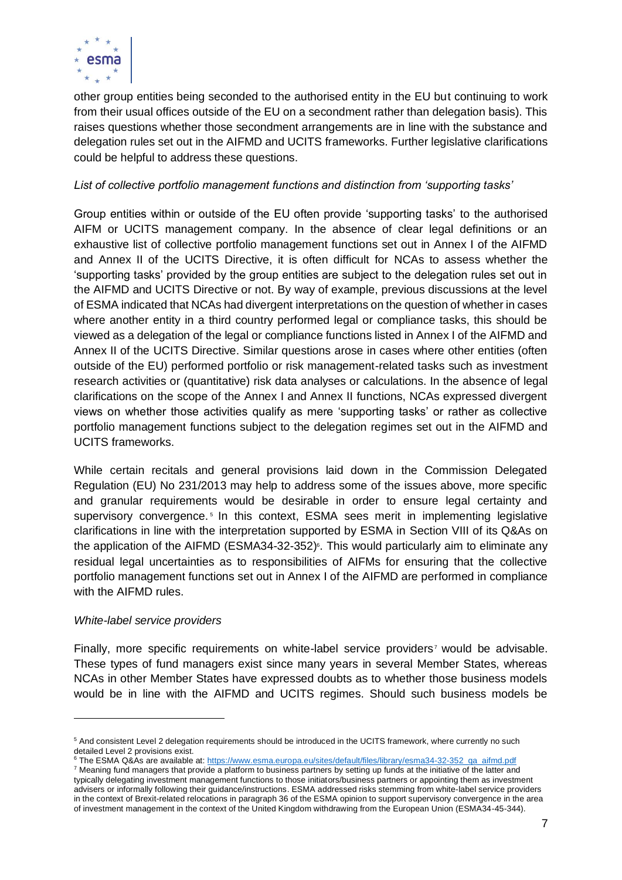other group entities being seconded to the authorised entity in the EU but continuing to work from their usual offices outside of the EU on a secondment rather than delegation basis). This raises questions whether those secondment arrangements are in line with the substance and delegation rules set out in the AIFMD and UCITS frameworks. Further legislative clarifications could be helpful to address these questions.

*List of collective portfolio management functions and distinction from 'supporting tasks'*

Group entities within or outside of the EU often provide 'supporting tasks' to the authorised AIFM or UCITS management company. In the absence of clear legal definitions or an exhaustive list of collective portfolio management functions set out in Annex I of the AIFMD and Annex II of the UCITS Directive, it is often difficult for NCAs to assess whether the 'supporting tasks' provided by the group entities are subject to the delegation rules set out in the AIFMD and UCITS Directive or not. By way of example, previous discussions at the level of ESMA indicated that NCAs had divergent interpretations on the question of whether in cases where another entity in a third country performed legal or compliance tasks, this should be viewed as a delegation of the legal or compliance functions listed in Annex I of the AIFMD and Annex II of the UCITS Directive. Similar questions arose in cases where other entities (often outside of the EU) performed portfolio or risk management-related tasks such as investment research activities or (quantitative) risk data analyses or calculations. In the absence of legal clarifications on the scope of the Annex I and Annex II functions, NCAs expressed divergent views on whether those activities qualify as mere 'supporting tasks' or rather as collective portfolio management functions subject to the delegation regimes set out in the AIFMD and UCITS frameworks.

While certain recitals and general provisions laid down in the Commission Delegated Regulation (EU) No 231/2013 may help to address some of the issues above, more specific and granular requirements would be desirable in order to ensure legal certainty and supervisory convergence.[5] In this context, ESMA sees merit in implementing legislative clarifications in line with the interpretation supported by ESMA in Section VIII of its Q&As on the application of the AIFMD (ESMA34-32-352)[6]. This would particularly aim to eliminate any residual legal uncertainties as to responsibilities of AIFMs for ensuring that the collective portfolio management functions set out in Annex I of the AIFMD are performed in compliance with the AIFMD rules.

*White-label service providers*

Finally, more specific requirements on white-label service providers[7] would be advisable. These types of fund managers exist since many years in several Member States, whereas NCAs in other Member States have expressed doubts as to whether those business models would be in line with the AIFMD and UCITS regimes. Should such business models be

---

[5] And consistent Level 2 delegation requirements should be introduced in the UCITS framework, where currently no such detailed Level 2 provisions exist.

[6] The ESMA Q&As are available at: https://www.esma.europa.eu/sites/default/files/library/esma34-32-352_qa_aifmd.pdf

[7] Meaning fund managers that provide a platform to business partners by setting up funds at the initiative of the latter and typically delegating investment management functions to those initiators/business partners or appointing them as investment advisers or informally following their guidance/instructions. ESMA addressed risks stemming from white-label service providers in the context of Brexit-related relocations in paragraph 36 of the ESMA opinion to support supervisory convergence in the area of investment management in the context of the United Kingdom withdrawing from the European Union (ESMA34-45-344).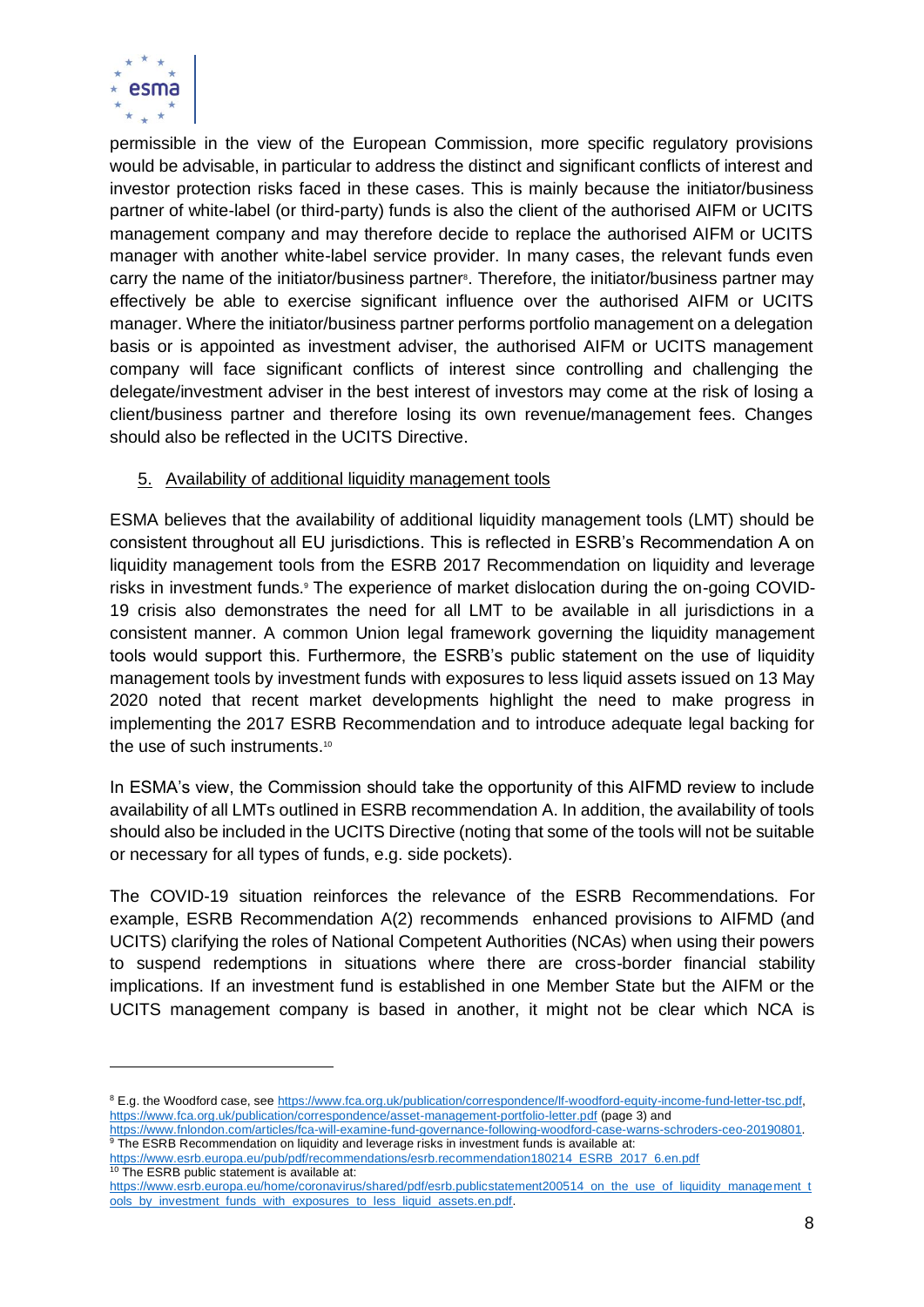permissible in the view of the European Commission, more specific regulatory provisions would be advisable, in particular to address the distinct and significant conflicts of interest and investor protection risks faced in these cases. This is mainly because the initiator/business partner of white-label (or third-party) funds is also the client of the authorised AIFM or UCITS management company and may therefore decide to replace the authorised AIFM or UCITS manager with another white-label service provider. In many cases, the relevant funds even carry the name of the initiator/business partner[8]. Therefore, the initiator/business partner may effectively be able to exercise significant influence over the authorised AIFM or UCITS manager. Where the initiator/business partner performs portfolio management on a delegation basis or is appointed as investment adviser, the authorised AIFM or UCITS management company will face significant conflicts of interest since controlling and challenging the delegate/investment adviser in the best interest of investors may come at the risk of losing a client/business partner and therefore losing its own revenue/management fees. Changes should also be reflected in the UCITS Directive.

5. Availability of additional liquidity management tools

ESMA believes that the availability of additional liquidity management tools (LMT) should be consistent throughout all EU jurisdictions. This is reflected in ESRB's Recommendation A on liquidity management tools from the ESRB 2017 Recommendation on liquidity and leverage risks in investment funds.[9] The experience of market dislocation during the on-going COVID-19 crisis also demonstrates the need for all LMT to be available in all jurisdictions in a consistent manner. A common Union legal framework governing the liquidity management tools would support this. Furthermore, the ESRB's public statement on the use of liquidity management tools by investment funds with exposures to less liquid assets issued on 13 May 2020 noted that recent market developments highlight the need to make progress in implementing the 2017 ESRB Recommendation and to introduce adequate legal backing for the use of such instruments.[10]

In ESMA's view, the Commission should take the opportunity of this AIFMD review to include availability of all LMTs outlined in ESRB recommendation A. In addition, the availability of tools should also be included in the UCITS Directive (noting that some of the tools will not be suitable or necessary for all types of funds, e.g. side pockets).

The COVID-19 situation reinforces the relevance of the ESRB Recommendations. For example, ESRB Recommendation A(2) recommends enhanced provisions to AIFMD (and UCITS) clarifying the roles of National Competent Authorities (NCAs) when using their powers to suspend redemptions in situations where there are cross-border financial stability implications. If an investment fund is established in one Member State but the AIFM or the UCITS management company is based in another, it might not be clear which NCA is

---

[8] E.g. the Woodford case, see https://www.fca.org.uk/publication/correspondence/lf-woodford-equity-income-fund-letter-tsc.pdf, https://www.fca.org.uk/publication/correspondence/asset-management-portfolio-letter.pdf (page 3) and https://www.fnlondon.com/articles/fca-will-examine-fund-governance-following-woodford-case-warns-schroders-ceo-20190801.

[9] The ESRB Recommendation on liquidity and leverage risks in investment funds is available at: https://www.esrb.europa.eu/pub/pdf/recommendations/esrb.recommendation180214_ESRB_2017_6.en.pdf

[10] The ESRB public statement is available at: https://www.esrb.europa.eu/home/coronavirus/shared/pdf/esrb.publicstatement200514_on_the_use_of_liquidity_management_tools_by_investment_funds_with_exposures_to_less_liquid_assets.en.pdf.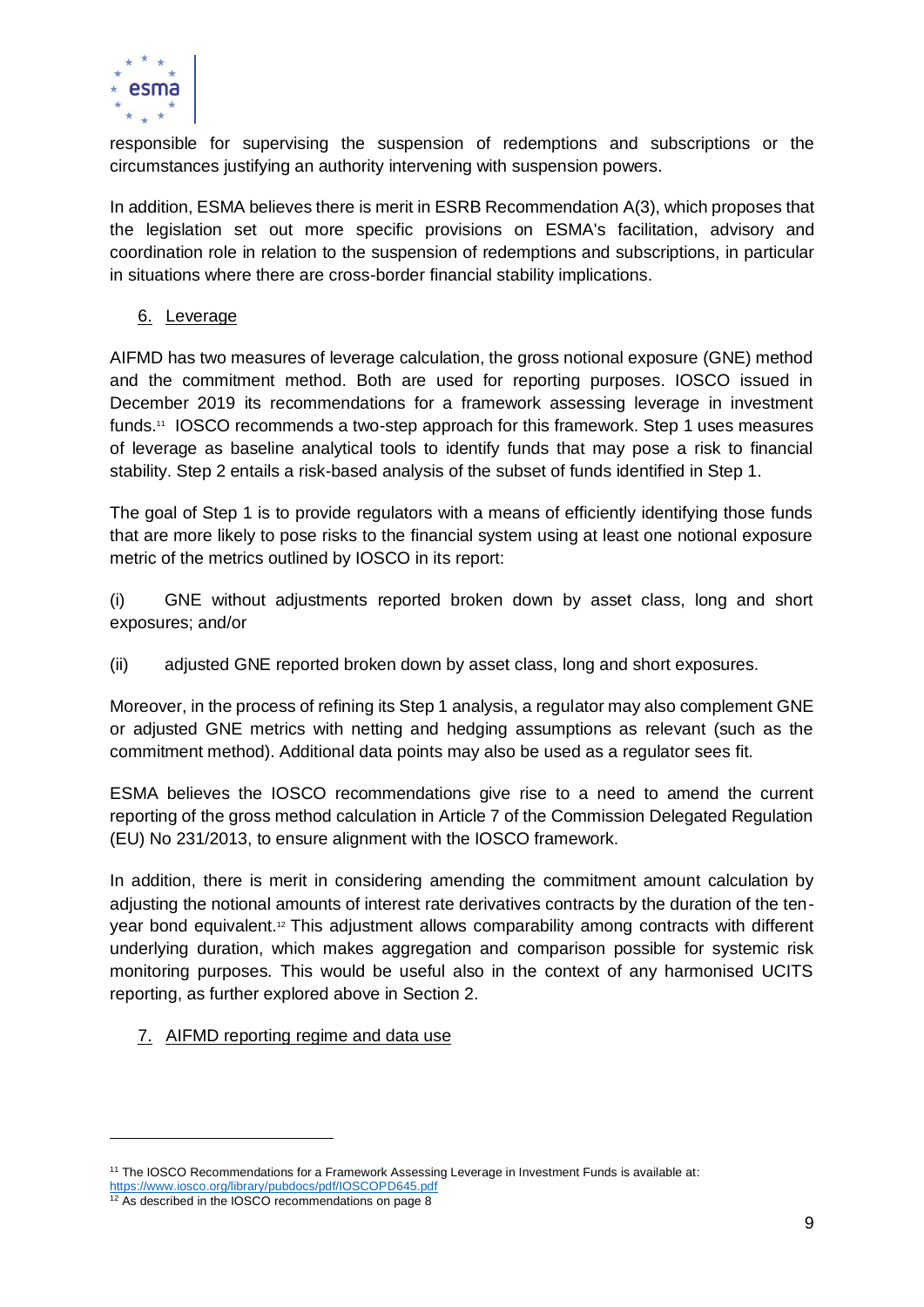responsible for supervising the suspension of redemptions and subscriptions or the circumstances justifying an authority intervening with suspension powers.

In addition, ESMA believes there is merit in ESRB Recommendation A(3), which proposes that the legislation set out more specific provisions on ESMA's facilitation, advisory and coordination role in relation to the suspension of redemptions and subscriptions, in particular in situations where there are cross-border financial stability implications.

### 6. Leverage

AIFMD has two measures of leverage calculation, the gross notional exposure (GNE) method and the commitment method. Both are used for reporting purposes. IOSCO issued in December 2019 its recommendations for a framework assessing leverage in investment funds.[11] IOSCO recommends a two-step approach for this framework. Step 1 uses measures of leverage as baseline analytical tools to identify funds that may pose a risk to financial stability. Step 2 entails a risk-based analysis of the subset of funds identified in Step 1.

The goal of Step 1 is to provide regulators with a means of efficiently identifying those funds that are more likely to pose risks to the financial system using at least one notional exposure metric of the metrics outlined by IOSCO in its report:

(i) GNE without adjustments reported broken down by asset class, long and short exposures; and/or

(ii) adjusted GNE reported broken down by asset class, long and short exposures.

Moreover, in the process of refining its Step 1 analysis, a regulator may also complement GNE or adjusted GNE metrics with netting and hedging assumptions as relevant (such as the commitment method). Additional data points may also be used as a regulator sees fit.

ESMA believes the IOSCO recommendations give rise to a need to amend the current reporting of the gross method calculation in Article 7 of the Commission Delegated Regulation (EU) No 231/2013, to ensure alignment with the IOSCO framework.

In addition, there is merit in considering amending the commitment amount calculation by adjusting the notional amounts of interest rate derivatives contracts by the duration of the ten-year bond equivalent.[12] This adjustment allows comparability among contracts with different underlying duration, which makes aggregation and comparison possible for systemic risk monitoring purposes. This would be useful also in the context of any harmonised UCITS reporting, as further explored above in Section 2.

### 7. AIFMD reporting regime and data use

---

[11] The IOSCO Recommendations for a Framework Assessing Leverage in Investment Funds is available at: https://www.iosco.org/library/pubdocs/pdf/IOSCOPD645.pdf

[12] As described in the IOSCO recommendations on page 8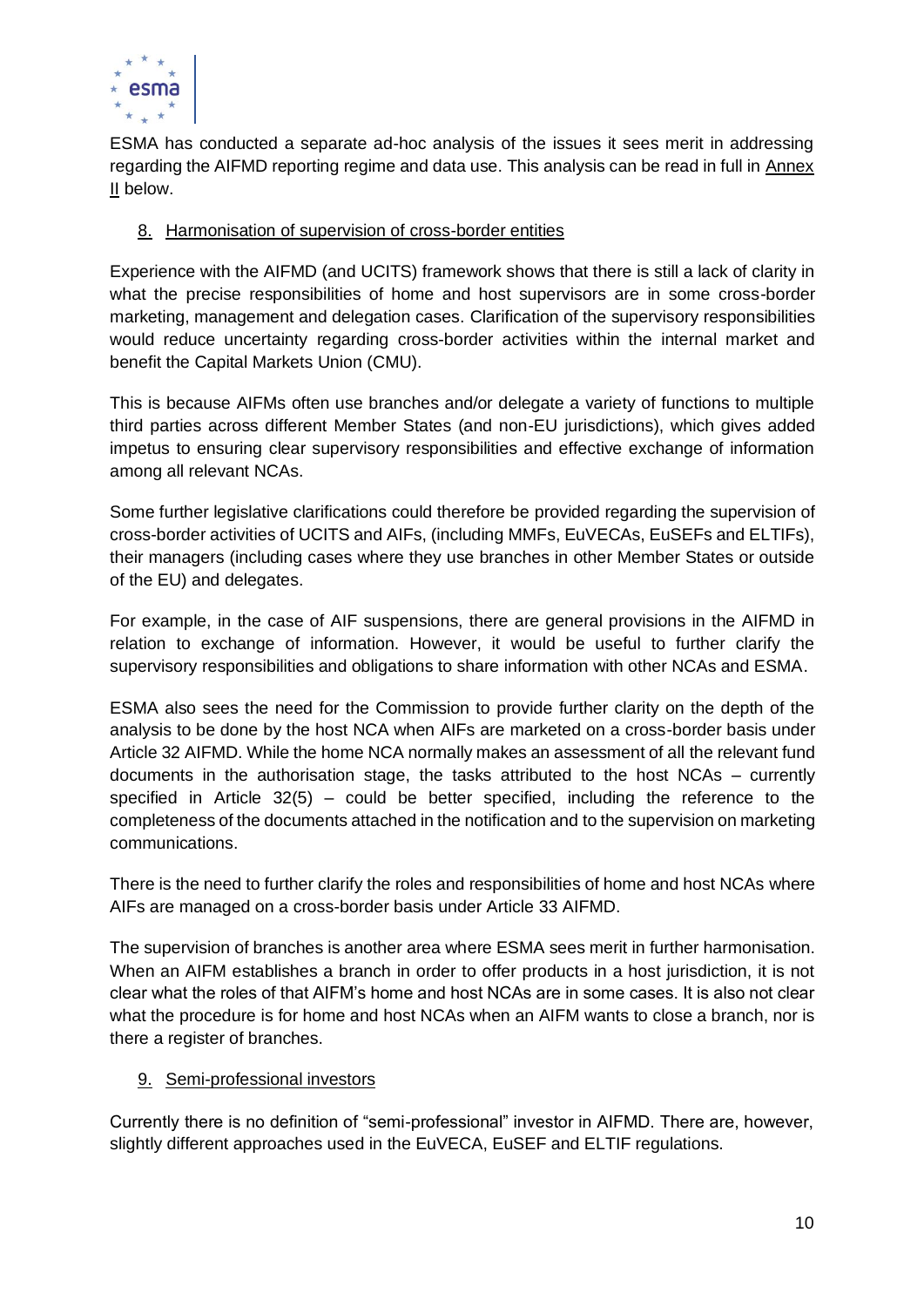ESMA has conducted a separate ad-hoc analysis of the issues it sees merit in addressing regarding the AIFMD reporting regime and data use. This analysis can be read in full in Annex II below.

## 8. Harmonisation of supervision of cross-border entities

Experience with the AIFMD (and UCITS) framework shows that there is still a lack of clarity in what the precise responsibilities of home and host supervisors are in some cross-border marketing, management and delegation cases. Clarification of the supervisory responsibilities would reduce uncertainty regarding cross-border activities within the internal market and benefit the Capital Markets Union (CMU).

This is because AIFMs often use branches and/or delegate a variety of functions to multiple third parties across different Member States (and non-EU jurisdictions), which gives added impetus to ensuring clear supervisory responsibilities and effective exchange of information among all relevant NCAs.

Some further legislative clarifications could therefore be provided regarding the supervision of cross-border activities of UCITS and AIFs, (including MMFs, EuVECAs, EuSEFs and ELTIFs), their managers (including cases where they use branches in other Member States or outside of the EU) and delegates.

For example, in the case of AIF suspensions, there are general provisions in the AIFMD in relation to exchange of information. However, it would be useful to further clarify the supervisory responsibilities and obligations to share information with other NCAs and ESMA.

ESMA also sees the need for the Commission to provide further clarity on the depth of the analysis to be done by the host NCA when AIFs are marketed on a cross-border basis under Article 32 AIFMD. While the home NCA normally makes an assessment of all the relevant fund documents in the authorisation stage, the tasks attributed to the host NCAs – currently specified in Article 32(5) – could be better specified, including the reference to the completeness of the documents attached in the notification and to the supervision on marketing communications.

There is the need to further clarify the roles and responsibilities of home and host NCAs where AIFs are managed on a cross-border basis under Article 33 AIFMD.

The supervision of branches is another area where ESMA sees merit in further harmonisation. When an AIFM establishes a branch in order to offer products in a host jurisdiction, it is not clear what the roles of that AIFM's home and host NCAs are in some cases. It is also not clear what the procedure is for home and host NCAs when an AIFM wants to close a branch, nor is there a register of branches.

## 9. Semi-professional investors

Currently there is no definition of "semi-professional" investor in AIFMD. There are, however, slightly different approaches used in the EuVECA, EuSEF and ELTIF regulations.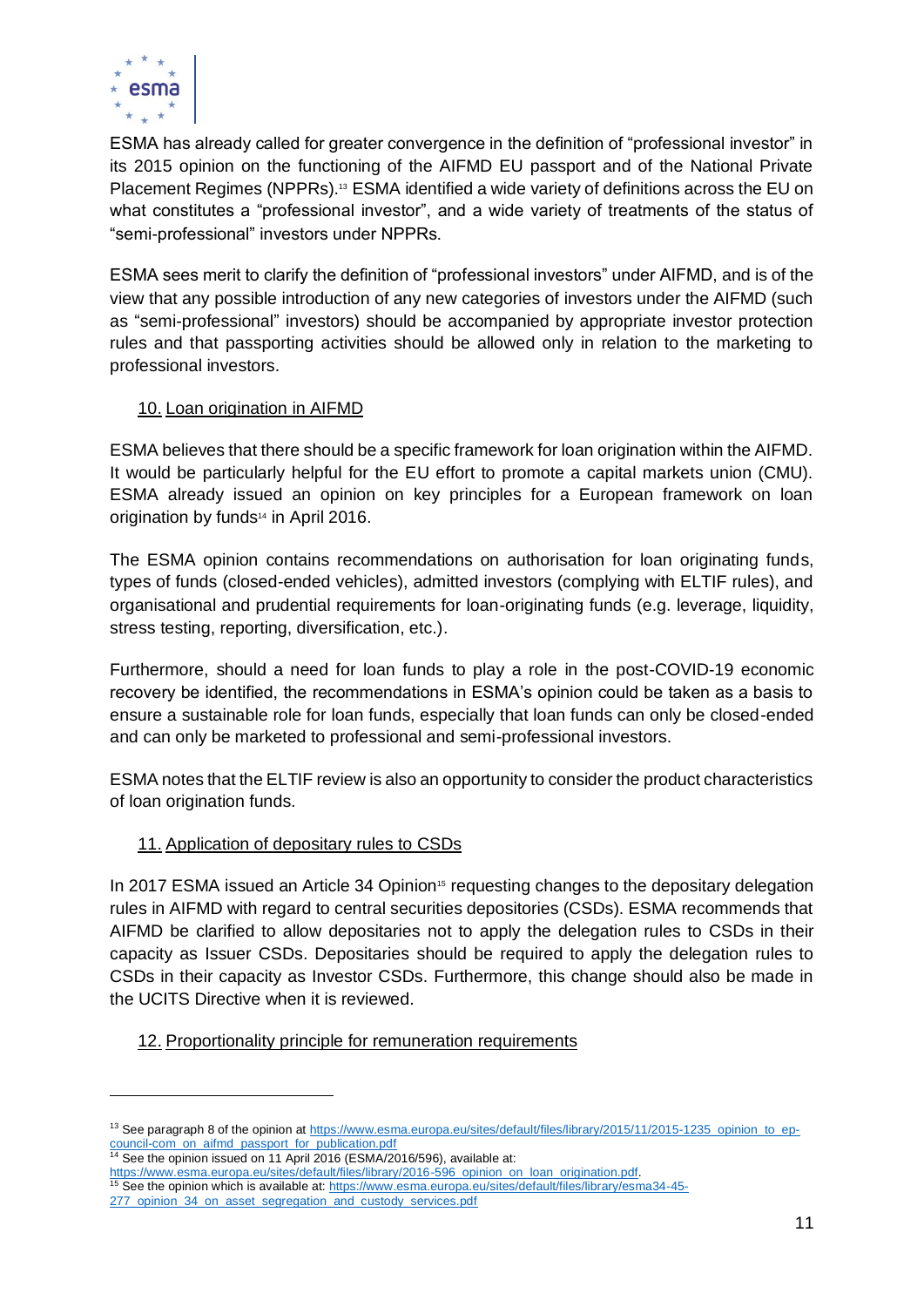ESMA has already called for greater convergence in the definition of "professional investor" in its 2015 opinion on the functioning of the AIFMD EU passport and of the National Private Placement Regimes (NPPRs).[13] ESMA identified a wide variety of definitions across the EU on what constitutes a "professional investor", and a wide variety of treatments of the status of "semi-professional" investors under NPPRs.

ESMA sees merit to clarify the definition of "professional investors" under AIFMD, and is of the view that any possible introduction of any new categories of investors under the AIFMD (such as "semi-professional" investors) should be accompanied by appropriate investor protection rules and that passporting activities should be allowed only in relation to the marketing to professional investors.

## 10. Loan origination in AIFMD

ESMA believes that there should be a specific framework for loan origination within the AIFMD. It would be particularly helpful for the EU effort to promote a capital markets union (CMU). ESMA already issued an opinion on key principles for a European framework on loan origination by funds[14] in April 2016.

The ESMA opinion contains recommendations on authorisation for loan originating funds, types of funds (closed-ended vehicles), admitted investors (complying with ELTIF rules), and organisational and prudential requirements for loan-originating funds (e.g. leverage, liquidity, stress testing, reporting, diversification, etc.).

Furthermore, should a need for loan funds to play a role in the post-COVID-19 economic recovery be identified, the recommendations in ESMA's opinion could be taken as a basis to ensure a sustainable role for loan funds, especially that loan funds can only be closed-ended and can only be marketed to professional and semi-professional investors.

ESMA notes that the ELTIF review is also an opportunity to consider the product characteristics of loan origination funds.

## 11. Application of depositary rules to CSDs

In 2017 ESMA issued an Article 34 Opinion[15] requesting changes to the depositary delegation rules in AIFMD with regard to central securities depositories (CSDs). ESMA recommends that AIFMD be clarified to allow depositaries not to apply the delegation rules to CSDs in their capacity as Issuer CSDs. Depositaries should be required to apply the delegation rules to CSDs in their capacity as Investor CSDs. Furthermore, this change should also be made in the UCITS Directive when it is reviewed.

## 12. Proportionality principle for remuneration requirements

---

[13] See paragraph 8 of the opinion at https://www.esma.europa.eu/sites/default/files/library/2015/11/2015-1235_opinion_to_ep-council-com_on_aifmd_passport_for_publication.pdf

[14] See the opinion issued on 11 April 2016 (ESMA/2016/596), available at: https://www.esma.europa.eu/sites/default/files/library/2016-596_opinion_on_loan_origination.pdf.

[15] See the opinion which is available at: https://www.esma.europa.eu/sites/default/files/library/esma34-45-277_opinion_34_on_asset_segregation_and_custody_services.pdf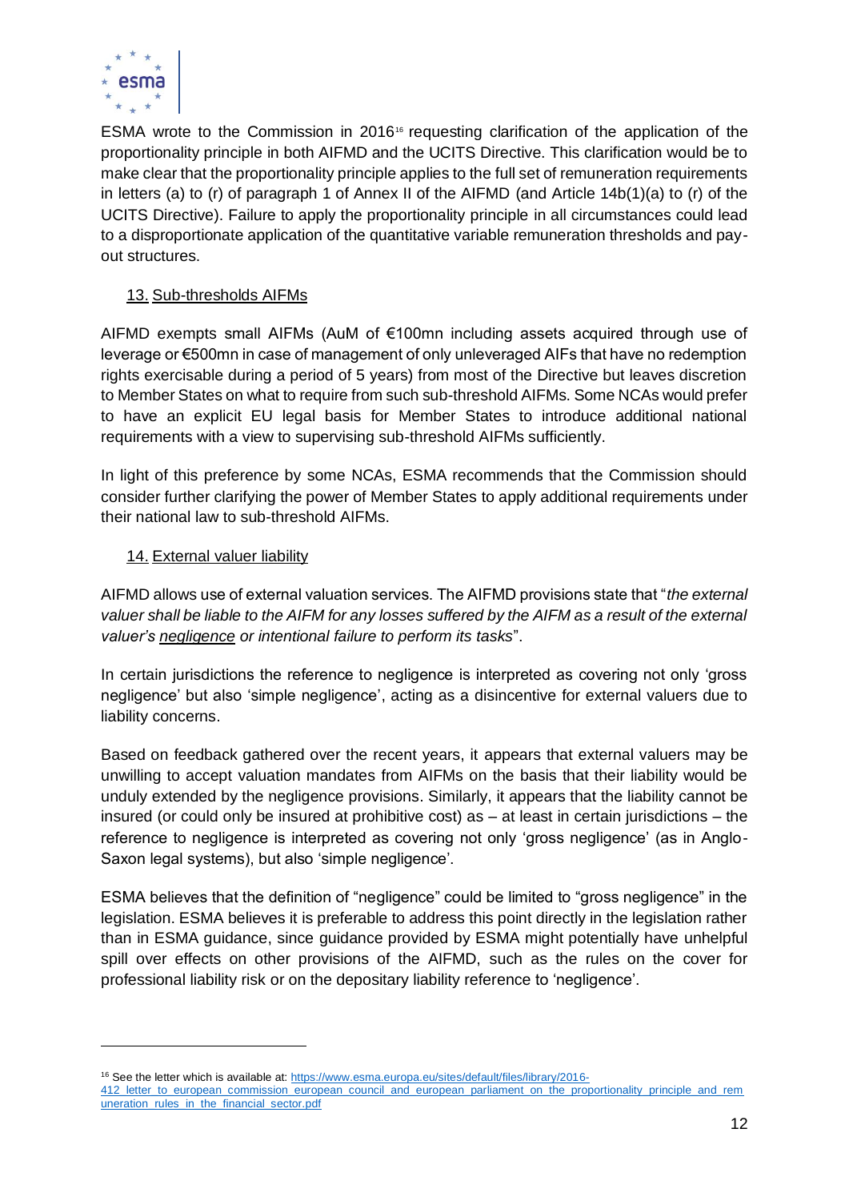ESMA wrote to the Commission in 2016[16] requesting clarification of the application of the proportionality principle in both AIFMD and the UCITS Directive. This clarification would be to make clear that the proportionality principle applies to the full set of remuneration requirements in letters (a) to (r) of paragraph 1 of Annex II of the AIFMD (and Article 14b(1)(a) to (r) of the UCITS Directive). Failure to apply the proportionality principle in all circumstances could lead to a disproportionate application of the quantitative variable remuneration thresholds and pay-out structures.

### 13. Sub-thresholds AIFMs

AIFMD exempts small AIFMs (AuM of €100mn including assets acquired through use of leverage or €500mn in case of management of only unleveraged AIFs that have no redemption rights exercisable during a period of 5 years) from most of the Directive but leaves discretion to Member States on what to require from such sub-threshold AIFMs. Some NCAs would prefer to have an explicit EU legal basis for Member States to introduce additional national requirements with a view to supervising sub-threshold AIFMs sufficiently.

In light of this preference by some NCAs, ESMA recommends that the Commission should consider further clarifying the power of Member States to apply additional requirements under their national law to sub-threshold AIFMs.

### 14. External valuer liability

AIFMD allows use of external valuation services. The AIFMD provisions state that "*the external valuer shall be liable to the AIFM for any losses suffered by the AIFM as a result of the external valuer's negligence or intentional failure to perform its tasks*".

In certain jurisdictions the reference to negligence is interpreted as covering not only 'gross negligence' but also 'simple negligence', acting as a disincentive for external valuers due to liability concerns.

Based on feedback gathered over the recent years, it appears that external valuers may be unwilling to accept valuation mandates from AIFMs on the basis that their liability would be unduly extended by the negligence provisions. Similarly, it appears that the liability cannot be insured (or could only be insured at prohibitive cost) as – at least in certain jurisdictions – the reference to negligence is interpreted as covering not only 'gross negligence' (as in Anglo-Saxon legal systems), but also 'simple negligence'.

ESMA believes that the definition of "negligence" could be limited to "gross negligence" in the legislation. ESMA believes it is preferable to address this point directly in the legislation rather than in ESMA guidance, since guidance provided by ESMA might potentially have unhelpful spill over effects on other provisions of the AIFMD, such as the rules on the cover for professional liability risk or on the depositary liability reference to 'negligence'.

---

[16] See the letter which is available at: https://www.esma.europa.eu/sites/default/files/library/2016-412_letter_to_european_commission_european_council_and_european_parliament_on_the_proportionality_principle_and_remuneration_rules_in_the_financial_sector.pdf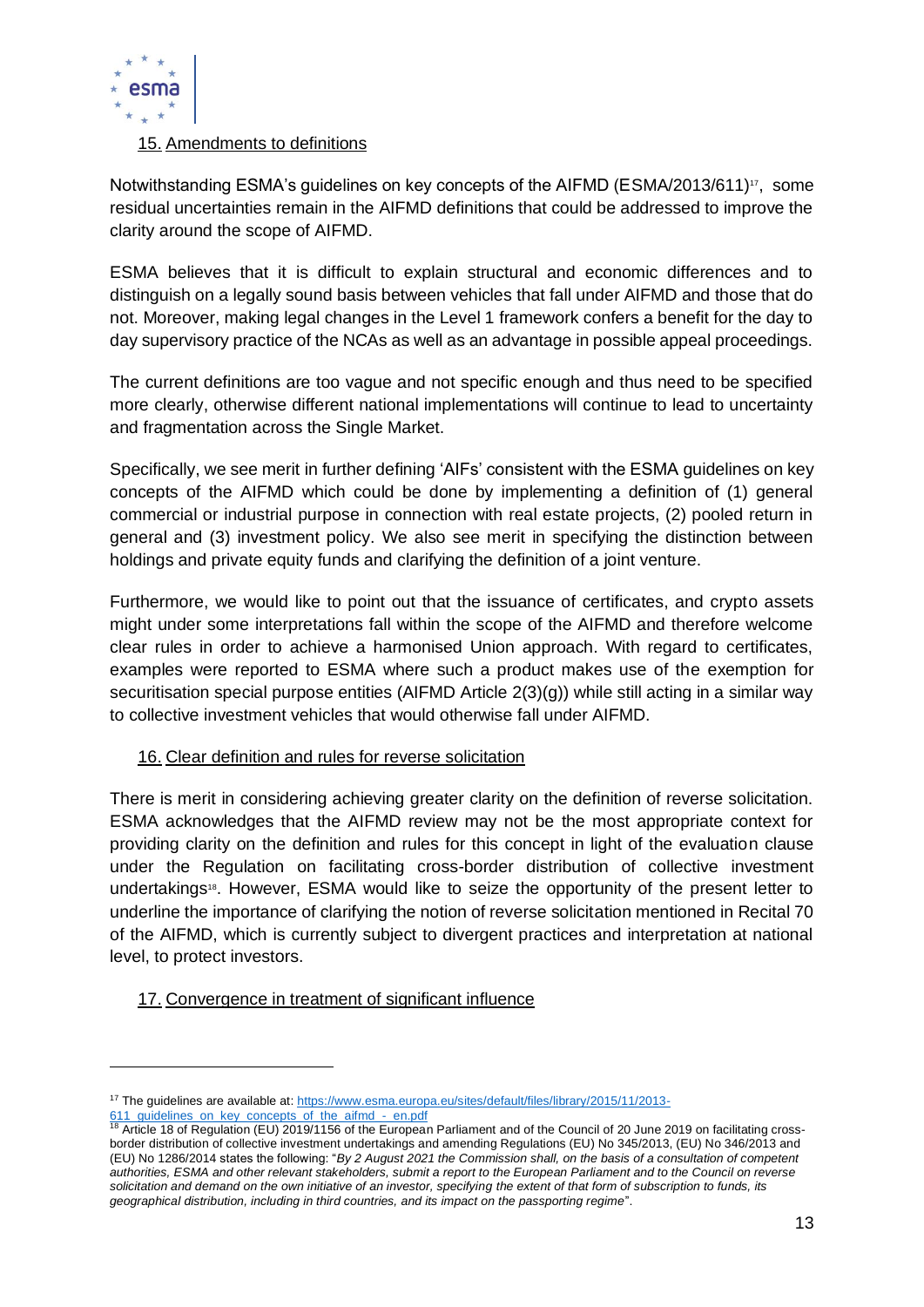## 15. Amendments to definitions

Notwithstanding ESMA's guidelines on key concepts of the AIFMD (ESMA/2013/611)[17], some residual uncertainties remain in the AIFMD definitions that could be addressed to improve the clarity around the scope of AIFMD.

ESMA believes that it is difficult to explain structural and economic differences and to distinguish on a legally sound basis between vehicles that fall under AIFMD and those that do not. Moreover, making legal changes in the Level 1 framework confers a benefit for the day to day supervisory practice of the NCAs as well as an advantage in possible appeal proceedings.

The current definitions are too vague and not specific enough and thus need to be specified more clearly, otherwise different national implementations will continue to lead to uncertainty and fragmentation across the Single Market.

Specifically, we see merit in further defining 'AIFs' consistent with the ESMA guidelines on key concepts of the AIFMD which could be done by implementing a definition of (1) general commercial or industrial purpose in connection with real estate projects, (2) pooled return in general and (3) investment policy. We also see merit in specifying the distinction between holdings and private equity funds and clarifying the definition of a joint venture.

Furthermore, we would like to point out that the issuance of certificates, and crypto assets might under some interpretations fall within the scope of the AIFMD and therefore welcome clear rules in order to achieve a harmonised Union approach. With regard to certificates, examples were reported to ESMA where such a product makes use of the exemption for securitisation special purpose entities (AIFMD Article 2(3)(g)) while still acting in a similar way to collective investment vehicles that would otherwise fall under AIFMD.

## 16. Clear definition and rules for reverse solicitation

There is merit in considering achieving greater clarity on the definition of reverse solicitation. ESMA acknowledges that the AIFMD review may not be the most appropriate context for providing clarity on the definition and rules for this concept in light of the evaluation clause under the Regulation on facilitating cross-border distribution of collective investment undertakings[18]. However, ESMA would like to seize the opportunity of the present letter to underline the importance of clarifying the notion of reverse solicitation mentioned in Recital 70 of the AIFMD, which is currently subject to divergent practices and interpretation at national level, to protect investors.

## 17. Convergence in treatment of significant influence

---

[17] The guidelines are available at: https://www.esma.europa.eu/sites/default/files/library/2015/11/2013-611_guidelines_on_key_concepts_of_the_aifmd_-_en.pdf

[18] Article 18 of Regulation (EU) 2019/1156 of the European Parliament and of the Council of 20 June 2019 on facilitating cross-border distribution of collective investment undertakings and amending Regulations (EU) No 345/2013, (EU) No 346/2013 and (EU) No 1286/2014 states the following: "*By 2 August 2021 the Commission shall, on the basis of a consultation of competent authorities, ESMA and other relevant stakeholders, submit a report to the European Parliament and to the Council on reverse solicitation and demand on the own initiative of an investor, specifying the extent of that form of subscription to funds, its geographical distribution, including in third countries, and its impact on the passporting regime*".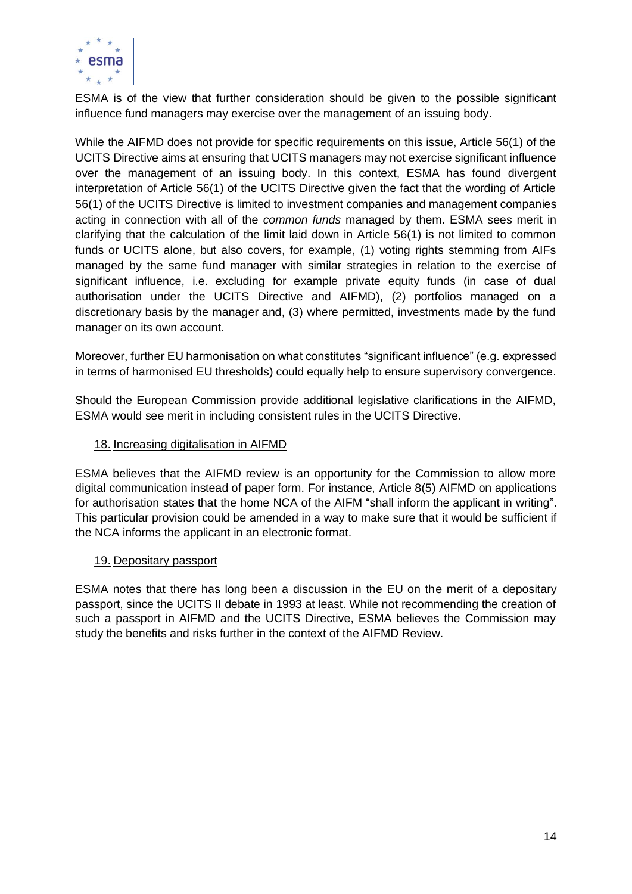ESMA is of the view that further consideration should be given to the possible significant influence fund managers may exercise over the management of an issuing body.

While the AIFMD does not provide for specific requirements on this issue, Article 56(1) of the UCITS Directive aims at ensuring that UCITS managers may not exercise significant influence over the management of an issuing body. In this context, ESMA has found divergent interpretation of Article 56(1) of the UCITS Directive given the fact that the wording of Article 56(1) of the UCITS Directive is limited to investment companies and management companies acting in connection with all of the *common funds* managed by them. ESMA sees merit in clarifying that the calculation of the limit laid down in Article 56(1) is not limited to common funds or UCITS alone, but also covers, for example, (1) voting rights stemming from AIFs managed by the same fund manager with similar strategies in relation to the exercise of significant influence, i.e. excluding for example private equity funds (in case of dual authorisation under the UCITS Directive and AIFMD), (2) portfolios managed on a discretionary basis by the manager and, (3) where permitted, investments made by the fund manager on its own account.

Moreover, further EU harmonisation on what constitutes "significant influence" (e.g. expressed in terms of harmonised EU thresholds) could equally help to ensure supervisory convergence.

Should the European Commission provide additional legislative clarifications in the AIFMD, ESMA would see merit in including consistent rules in the UCITS Directive.

### 18. Increasing digitalisation in AIFMD

ESMA believes that the AIFMD review is an opportunity for the Commission to allow more digital communication instead of paper form. For instance, Article 8(5) AIFMD on applications for authorisation states that the home NCA of the AIFM "shall inform the applicant in writing". This particular provision could be amended in a way to make sure that it would be sufficient if the NCA informs the applicant in an electronic format.

### 19. Depositary passport

ESMA notes that there has long been a discussion in the EU on the merit of a depositary passport, since the UCITS II debate in 1993 at least. While not recommending the creation of such a passport in AIFMD and the UCITS Directive, ESMA believes the Commission may study the benefits and risks further in the context of the AIFMD Review.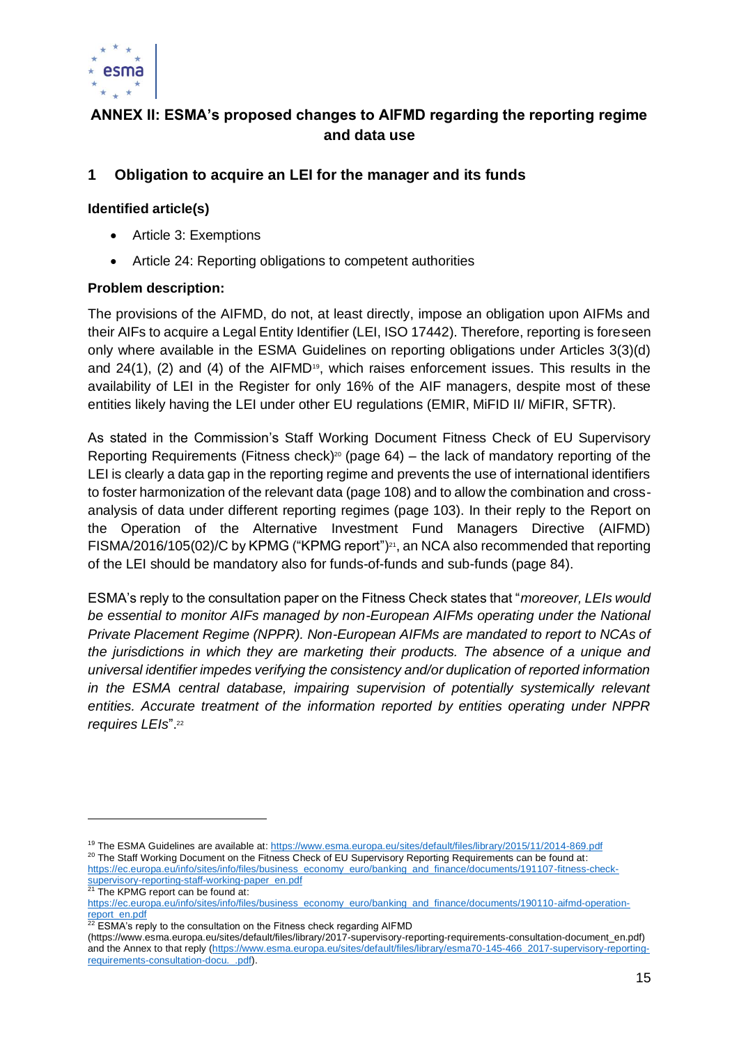## ANNEX II: ESMA's proposed changes to AIFMD regarding the reporting regime and data use

## 1 Obligation to acquire an LEI for the manager and its funds

**Identified article(s)**

- Article 3: Exemptions
- Article 24: Reporting obligations to competent authorities

**Problem description:**

The provisions of the AIFMD, do not, at least directly, impose an obligation upon AIFMs and their AIFs to acquire a Legal Entity Identifier (LEI, ISO 17442). Therefore, reporting is foreseen only where available in the ESMA Guidelines on reporting obligations under Articles 3(3)(d) and 24(1), (2) and (4) of the AIFMD[19], which raises enforcement issues. This results in the availability of LEI in the Register for only 16% of the AIF managers, despite most of these entities likely having the LEI under other EU regulations (EMIR, MiFID II/ MiFIR, SFTR).

As stated in the Commission's Staff Working Document Fitness Check of EU Supervisory Reporting Requirements (Fitness check)[20] (page 64) – the lack of mandatory reporting of the LEI is clearly a data gap in the reporting regime and prevents the use of international identifiers to foster harmonization of the relevant data (page 108) and to allow the combination and cross-analysis of data under different reporting regimes (page 103). In their reply to the Report on the Operation of the Alternative Investment Fund Managers Directive (AIFMD) FISMA/2016/105(02)/C by KPMG ("KPMG report")[21], an NCA also recommended that reporting of the LEI should be mandatory also for funds-of-funds and sub-funds (page 84).

ESMA's reply to the consultation paper on the Fitness Check states that "*moreover, LEIs would be essential to monitor AIFs managed by non-European AIFMs operating under the National Private Placement Regime (NPPR). Non-European AIFMs are mandated to report to NCAs of the jurisdictions in which they are marketing their products. The absence of a unique and universal identifier impedes verifying the consistency and/or duplication of reported information in the ESMA central database, impairing supervision of potentially systemically relevant entities. Accurate treatment of the information reported by entities operating under NPPR requires LEIs*".[22]

---

[19] The ESMA Guidelines are available at: https://www.esma.europa.eu/sites/default/files/library/2015/11/2014-869.pdf

[20] The Staff Working Document on the Fitness Check of EU Supervisory Reporting Requirements can be found at: https://ec.europa.eu/info/sites/info/files/business_economy_euro/banking_and_finance/documents/191107-fitness-check-supervisory-reporting-staff-working-paper_en.pdf

[21] The KPMG report can be found at: https://ec.europa.eu/info/sites/info/files/business_economy_euro/banking_and_finance/documents/190110-aifmd-operation-report_en.pdf

[22] ESMA's reply to the consultation on the Fitness check regarding AIFMD (https://www.esma.europa.eu/sites/default/files/library/2017-supervisory-reporting-requirements-consultation-document_en.pdf) and the Annex to that reply (https://www.esma.europa.eu/sites/default/files/library/esma70-145-466_2017-supervisory-reporting-requirements-consultation-docu._.pdf).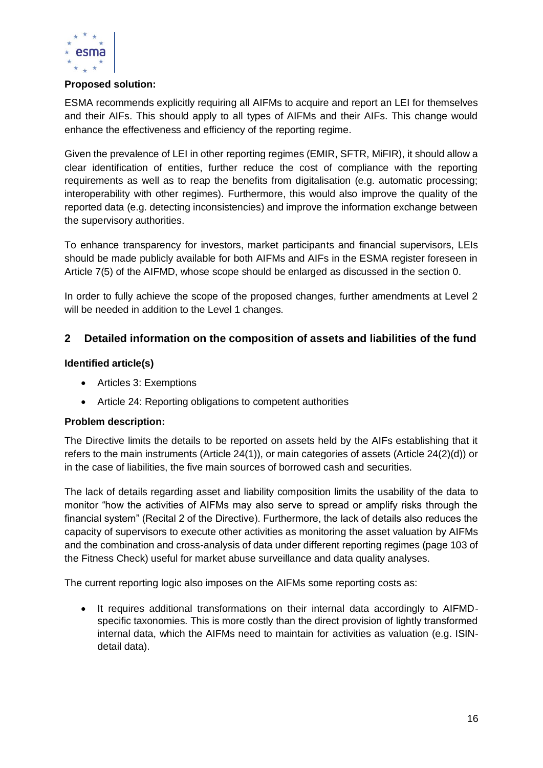**Proposed solution:**

ESMA recommends explicitly requiring all AIFMs to acquire and report an LEI for themselves and their AIFs. This should apply to all types of AIFMs and their AIFs. This change would enhance the effectiveness and efficiency of the reporting regime.

Given the prevalence of LEI in other reporting regimes (EMIR, SFTR, MiFIR), it should allow a clear identification of entities, further reduce the cost of compliance with the reporting requirements as well as to reap the benefits from digitalisation (e.g. automatic processing; interoperability with other regimes). Furthermore, this would also improve the quality of the reported data (e.g. detecting inconsistencies) and improve the information exchange between the supervisory authorities.

To enhance transparency for investors, market participants and financial supervisors, LEIs should be made publicly available for both AIFMs and AIFs in the ESMA register foreseen in Article 7(5) of the AIFMD, whose scope should be enlarged as discussed in the section 0.

In order to fully achieve the scope of the proposed changes, further amendments at Level 2 will be needed in addition to the Level 1 changes.

## 2 Detailed information on the composition of assets and liabilities of the fund

**Identified article(s)**

- Articles 3: Exemptions
- Article 24: Reporting obligations to competent authorities

**Problem description:**

The Directive limits the details to be reported on assets held by the AIFs establishing that it refers to the main instruments (Article 24(1)), or main categories of assets (Article 24(2)(d)) or in the case of liabilities, the five main sources of borrowed cash and securities.

The lack of details regarding asset and liability composition limits the usability of the data to monitor "how the activities of AIFMs may also serve to spread or amplify risks through the financial system" (Recital 2 of the Directive). Furthermore, the lack of details also reduces the capacity of supervisors to execute other activities as monitoring the asset valuation by AIFMs and the combination and cross-analysis of data under different reporting regimes (page 103 of the Fitness Check) useful for market abuse surveillance and data quality analyses.

The current reporting logic also imposes on the AIFMs some reporting costs as:

- It requires additional transformations on their internal data accordingly to AIFMD-specific taxonomies. This is more costly than the direct provision of lightly transformed internal data, which the AIFMs need to maintain for activities as valuation (e.g. ISIN-detail data).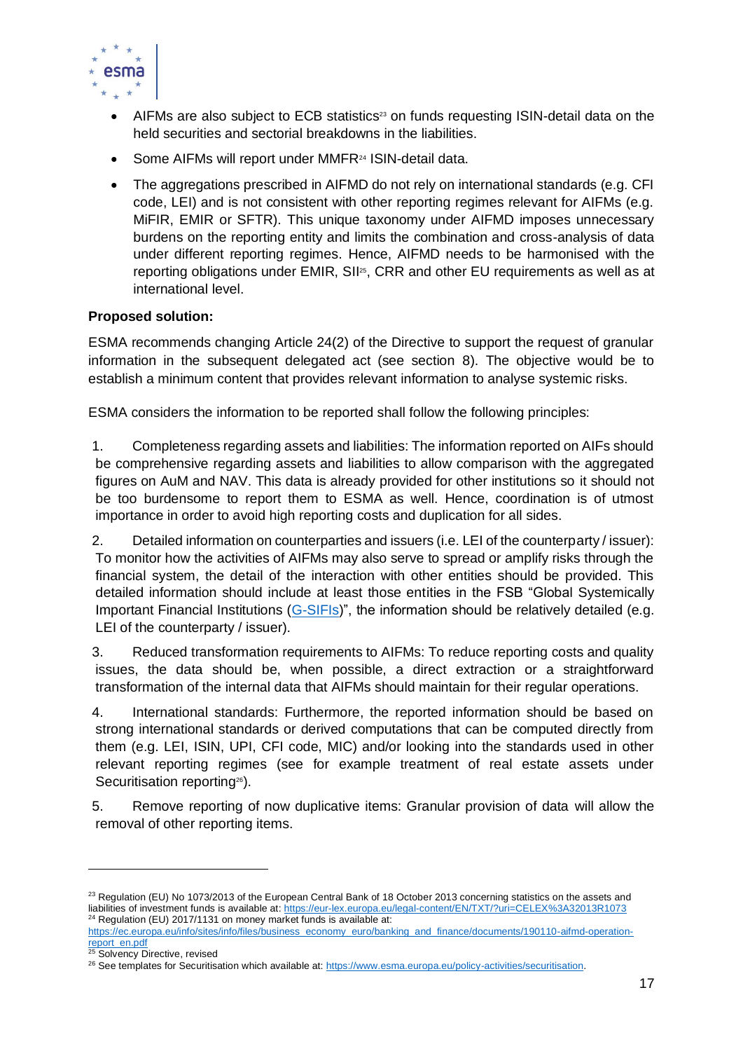- AIFMs are also subject to ECB statistics[23] on funds requesting ISIN-detail data on the held securities and sectorial breakdowns in the liabilities.
- Some AIFMs will report under MMFR[24] ISIN-detail data.
- The aggregations prescribed in AIFMD do not rely on international standards (e.g. CFI code, LEI) and is not consistent with other reporting regimes relevant for AIFMs (e.g. MiFIR, EMIR or SFTR). This unique taxonomy under AIFMD imposes unnecessary burdens on the reporting entity and limits the combination and cross-analysis of data under different reporting regimes. Hence, AIFMD needs to be harmonised with the reporting obligations under EMIR, SII[25], CRR and other EU requirements as well as at international level.

**Proposed solution:**

ESMA recommends changing Article 24(2) of the Directive to support the request of granular information in the subsequent delegated act (see section 8). The objective would be to establish a minimum content that provides relevant information to analyse systemic risks.

ESMA considers the information to be reported shall follow the following principles:

1. Completeness regarding assets and liabilities: The information reported on AIFs should be comprehensive regarding assets and liabilities to allow comparison with the aggregated figures on AuM and NAV. This data is already provided for other institutions so it should not be too burdensome to report them to ESMA as well. Hence, coordination is of utmost importance in order to avoid high reporting costs and duplication for all sides.

2. Detailed information on counterparties and issuers (i.e. LEI of the counterparty / issuer): To monitor how the activities of AIFMs may also serve to spread or amplify risks through the financial system, the detail of the interaction with other entities should be provided. This detailed information should include at least those entities in the FSB "Global Systemically Important Financial Institutions (G-SIFIs)", the information should be relatively detailed (e.g. LEI of the counterparty / issuer).

3. Reduced transformation requirements to AIFMs: To reduce reporting costs and quality issues, the data should be, when possible, a direct extraction or a straightforward transformation of the internal data that AIFMs should maintain for their regular operations.

4. International standards: Furthermore, the reported information should be based on strong international standards or derived computations that can be computed directly from them (e.g. LEI, ISIN, UPI, CFI code, MIC) and/or looking into the standards used in other relevant reporting regimes (see for example treatment of real estate assets under Securitisation reporting[26]).

5. Remove reporting of now duplicative items: Granular provision of data will allow the removal of other reporting items.

---

[23] Regulation (EU) No 1073/2013 of the European Central Bank of 18 October 2013 concerning statistics on the assets and liabilities of investment funds is available at: https://eur-lex.europa.eu/legal-content/EN/TXT/?uri=CELEX%3A32013R1073

[24] Regulation (EU) 2017/1131 on money market funds is available at: https://ec.europa.eu/info/sites/info/files/business_economy_euro/banking_and_finance/documents/190110-aifmd-operation-report_en.pdf

[25] Solvency Directive, revised

[26] See templates for Securitisation which available at: https://www.esma.europa.eu/policy-activities/securitisation.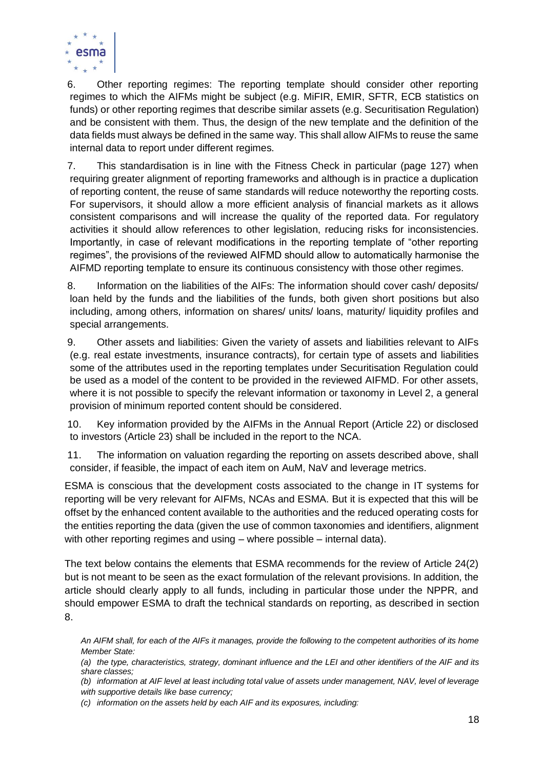6. Other reporting regimes: The reporting template should consider other reporting regimes to which the AIFMs might be subject (e.g. MiFIR, EMIR, SFTR, ECB statistics on funds) or other reporting regimes that describe similar assets (e.g. Securitisation Regulation) and be consistent with them. Thus, the design of the new template and the definition of the data fields must always be defined in the same way. This shall allow AIFMs to reuse the same internal data to report under different regimes.

7. This standardisation is in line with the Fitness Check in particular (page 127) when requiring greater alignment of reporting frameworks and although is in practice a duplication of reporting content, the reuse of same standards will reduce noteworthy the reporting costs. For supervisors, it should allow a more efficient analysis of financial markets as it allows consistent comparisons and will increase the quality of the reported data. For regulatory activities it should allow references to other legislation, reducing risks for inconsistencies. Importantly, in case of relevant modifications in the reporting template of "other reporting regimes", the provisions of the reviewed AIFMD should allow to automatically harmonise the AIFMD reporting template to ensure its continuous consistency with those other regimes.

8. Information on the liabilities of the AIFs: The information should cover cash/ deposits/ loan held by the funds and the liabilities of the funds, both given short positions but also including, among others, information on shares/ units/ loans, maturity/ liquidity profiles and special arrangements.

9. Other assets and liabilities: Given the variety of assets and liabilities relevant to AIFs (e.g. real estate investments, insurance contracts), for certain type of assets and liabilities some of the attributes used in the reporting templates under Securitisation Regulation could be used as a model of the content to be provided in the reviewed AIFMD. For other assets, where it is not possible to specify the relevant information or taxonomy in Level 2, a general provision of minimum reported content should be considered.

10. Key information provided by the AIFMs in the Annual Report (Article 22) or disclosed to investors (Article 23) shall be included in the report to the NCA.

11. The information on valuation regarding the reporting on assets described above, shall consider, if feasible, the impact of each item on AuM, NaV and leverage metrics.

ESMA is conscious that the development costs associated to the change in IT systems for reporting will be very relevant for AIFMs, NCAs and ESMA. But it is expected that this will be offset by the enhanced content available to the authorities and the reduced operating costs for the entities reporting the data (given the use of common taxonomies and identifiers, alignment with other reporting regimes and using – where possible – internal data).

The text below contains the elements that ESMA recommends for the review of Article 24(2) but is not meant to be seen as the exact formulation of the relevant provisions. In addition, the article should clearly apply to all funds, including in particular those under the NPPR, and should empower ESMA to draft the technical standards on reporting, as described in section 8.

*An AIFM shall, for each of the AIFs it manages, provide the following to the competent authorities of its home Member State:*

*(a) the type, characteristics, strategy, dominant influence and the LEI and other identifiers of the AIF and its share classes;*

*(b) information at AIF level at least including total value of assets under management, NAV, level of leverage with supportive details like base currency;*

*(c) information on the assets held by each AIF and its exposures, including:*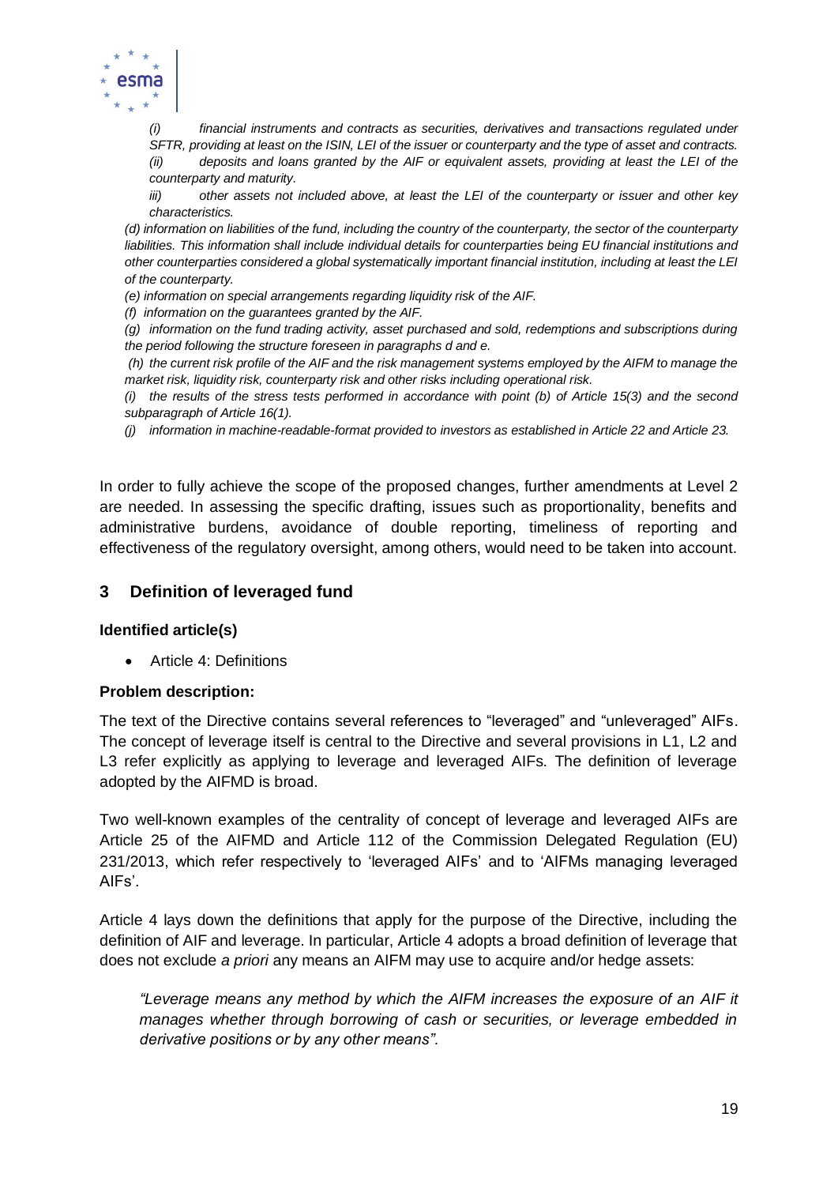*(i) financial instruments and contracts as securities, derivatives and transactions regulated under SFTR, providing at least on the ISIN, LEI of the issuer or counterparty and the type of asset and contracts.*

*(ii) deposits and loans granted by the AIF or equivalent assets, providing at least the LEI of the counterparty and maturity.*

*iii) other assets not included above, at least the LEI of the counterparty or issuer and other key characteristics.*

*(d) information on liabilities of the fund, including the country of the counterparty, the sector of the counterparty liabilities. This information shall include individual details for counterparties being EU financial institutions and other counterparties considered a global systematically important financial institution, including at least the LEI of the counterparty.*

*(e) information on special arrangements regarding liquidity risk of the AIF.*

*(f) information on the guarantees granted by the AIF.*

*(g) information on the fund trading activity, asset purchased and sold, redemptions and subscriptions during the period following the structure foreseen in paragraphs d and e.*

*(h) the current risk profile of the AIF and the risk management systems employed by the AIFM to manage the market risk, liquidity risk, counterparty risk and other risks including operational risk.*

*(i) the results of the stress tests performed in accordance with point (b) of Article 15(3) and the second subparagraph of Article 16(1).*

*(j) information in machine-readable-format provided to investors as established in Article 22 and Article 23.*

In order to fully achieve the scope of the proposed changes, further amendments at Level 2 are needed. In assessing the specific drafting, issues such as proportionality, benefits and administrative burdens, avoidance of double reporting, timeliness of reporting and effectiveness of the regulatory oversight, among others, would need to be taken into account.

## 3 Definition of leveraged fund

**Identified article(s)**

- Article 4: Definitions

**Problem description:**

The text of the Directive contains several references to "leveraged" and "unleveraged" AIFs. The concept of leverage itself is central to the Directive and several provisions in L1, L2 and L3 refer explicitly as applying to leverage and leveraged AIFs. The definition of leverage adopted by the AIFMD is broad.

Two well-known examples of the centrality of concept of leverage and leveraged AIFs are Article 25 of the AIFMD and Article 112 of the Commission Delegated Regulation (EU) 231/2013, which refer respectively to 'leveraged AIFs' and to 'AIFMs managing leveraged AIFs'.

Article 4 lays down the definitions that apply for the purpose of the Directive, including the definition of AIF and leverage. In particular, Article 4 adopts a broad definition of leverage that does not exclude *a priori* any means an AIFM may use to acquire and/or hedge assets:

> *"Leverage means any method by which the AIFM increases the exposure of an AIF it manages whether through borrowing of cash or securities, or leverage embedded in derivative positions or by any other means".*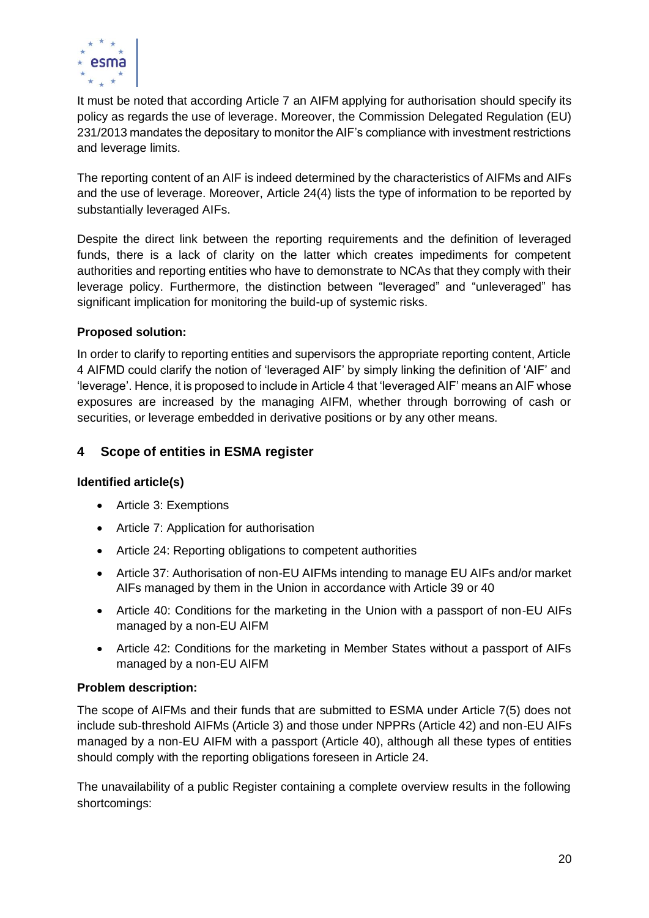It must be noted that according Article 7 an AIFM applying for authorisation should specify its policy as regards the use of leverage. Moreover, the Commission Delegated Regulation (EU) 231/2013 mandates the depositary to monitor the AIF's compliance with investment restrictions and leverage limits.

The reporting content of an AIF is indeed determined by the characteristics of AIFMs and AIFs and the use of leverage. Moreover, Article 24(4) lists the type of information to be reported by substantially leveraged AIFs.

Despite the direct link between the reporting requirements and the definition of leveraged funds, there is a lack of clarity on the latter which creates impediments for competent authorities and reporting entities who have to demonstrate to NCAs that they comply with their leverage policy. Furthermore, the distinction between "leveraged" and "unleveraged" has significant implication for monitoring the build-up of systemic risks.

**Proposed solution:**

In order to clarify to reporting entities and supervisors the appropriate reporting content, Article 4 AIFMD could clarify the notion of 'leveraged AIF' by simply linking the definition of 'AIF' and 'leverage'. Hence, it is proposed to include in Article 4 that 'leveraged AIF' means an AIF whose exposures are increased by the managing AIFM, whether through borrowing of cash or securities, or leverage embedded in derivative positions or by any other means.

## 4 Scope of entities in ESMA register

**Identified article(s)**

- Article 3: Exemptions
- Article 7: Application for authorisation
- Article 24: Reporting obligations to competent authorities
- Article 37: Authorisation of non-EU AIFMs intending to manage EU AIFs and/or market AIFs managed by them in the Union in accordance with Article 39 or 40
- Article 40: Conditions for the marketing in the Union with a passport of non-EU AIFs managed by a non-EU AIFM
- Article 42: Conditions for the marketing in Member States without a passport of AIFs managed by a non-EU AIFM

**Problem description:**

The scope of AIFMs and their funds that are submitted to ESMA under Article 7(5) does not include sub-threshold AIFMs (Article 3) and those under NPPRs (Article 42) and non-EU AIFs managed by a non-EU AIFM with a passport (Article 40), although all these types of entities should comply with the reporting obligations foreseen in Article 24.

The unavailability of a public Register containing a complete overview results in the following shortcomings: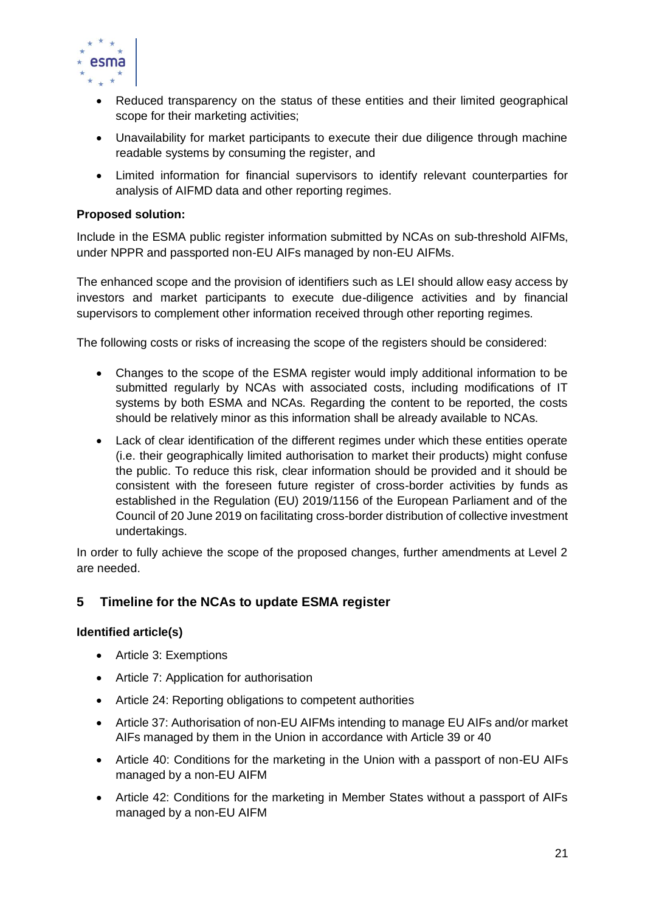- Reduced transparency on the status of these entities and their limited geographical scope for their marketing activities;
- Unavailability for market participants to execute their due diligence through machine readable systems by consuming the register, and
- Limited information for financial supervisors to identify relevant counterparties for analysis of AIFMD data and other reporting regimes.

**Proposed solution:**

Include in the ESMA public register information submitted by NCAs on sub-threshold AIFMs, under NPPR and passported non-EU AIFs managed by non-EU AIFMs.

The enhanced scope and the provision of identifiers such as LEI should allow easy access by investors and market participants to execute due-diligence activities and by financial supervisors to complement other information received through other reporting regimes.

The following costs or risks of increasing the scope of the registers should be considered:

- Changes to the scope of the ESMA register would imply additional information to be submitted regularly by NCAs with associated costs, including modifications of IT systems by both ESMA and NCAs. Regarding the content to be reported, the costs should be relatively minor as this information shall be already available to NCAs.
- Lack of clear identification of the different regimes under which these entities operate (i.e. their geographically limited authorisation to market their products) might confuse the public. To reduce this risk, clear information should be provided and it should be consistent with the foreseen future register of cross-border activities by funds as established in the Regulation (EU) 2019/1156 of the European Parliament and of the Council of 20 June 2019 on facilitating cross-border distribution of collective investment undertakings.

In order to fully achieve the scope of the proposed changes, further amendments at Level 2 are needed.

## 5 Timeline for the NCAs to update ESMA register

**Identified article(s)**

- Article 3: Exemptions
- Article 7: Application for authorisation
- Article 24: Reporting obligations to competent authorities
- Article 37: Authorisation of non-EU AIFMs intending to manage EU AIFs and/or market AIFs managed by them in the Union in accordance with Article 39 or 40
- Article 40: Conditions for the marketing in the Union with a passport of non-EU AIFs managed by a non-EU AIFM
- Article 42: Conditions for the marketing in Member States without a passport of AIFs managed by a non-EU AIFM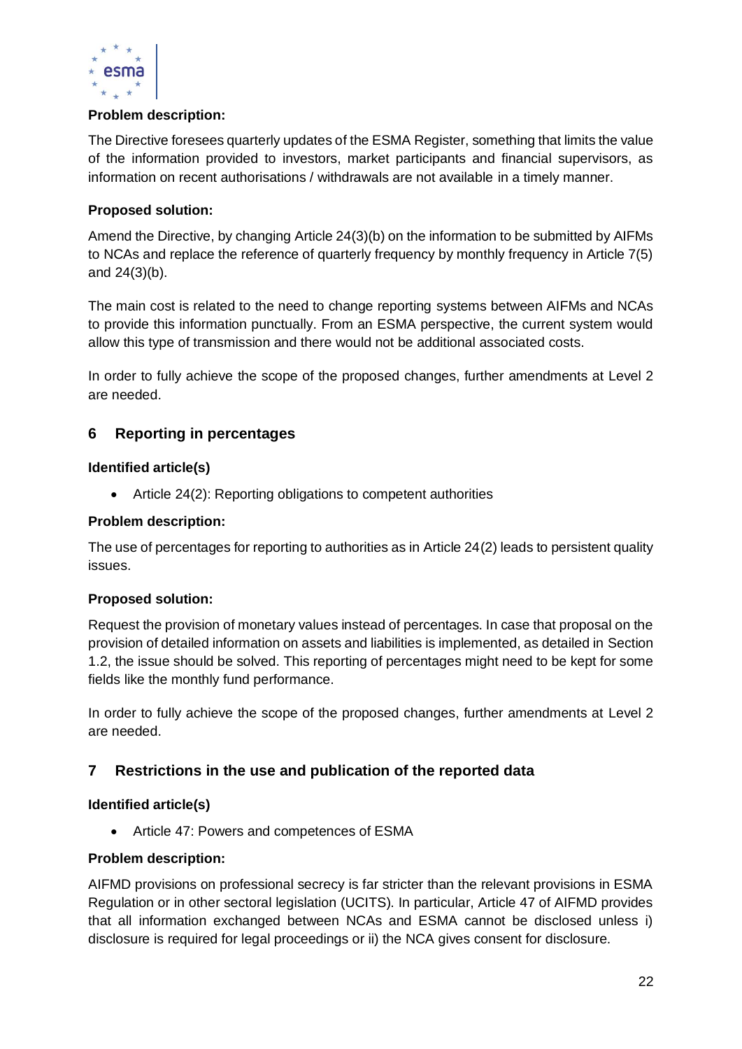**Problem description:**

The Directive foresees quarterly updates of the ESMA Register, something that limits the value of the information provided to investors, market participants and financial supervisors, as information on recent authorisations / withdrawals are not available in a timely manner.

**Proposed solution:**

Amend the Directive, by changing Article 24(3)(b) on the information to be submitted by AIFMs to NCAs and replace the reference of quarterly frequency by monthly frequency in Article 7(5) and 24(3)(b).

The main cost is related to the need to change reporting systems between AIFMs and NCAs to provide this information punctually. From an ESMA perspective, the current system would allow this type of transmission and there would not be additional associated costs.

In order to fully achieve the scope of the proposed changes, further amendments at Level 2 are needed.

## 6 Reporting in percentages

**Identified article(s)**

- Article 24(2): Reporting obligations to competent authorities

**Problem description:**

The use of percentages for reporting to authorities as in Article 24(2) leads to persistent quality issues.

**Proposed solution:**

Request the provision of monetary values instead of percentages. In case that proposal on the provision of detailed information on assets and liabilities is implemented, as detailed in Section 1.2, the issue should be solved. This reporting of percentages might need to be kept for some fields like the monthly fund performance.

In order to fully achieve the scope of the proposed changes, further amendments at Level 2 are needed.

## 7 Restrictions in the use and publication of the reported data

**Identified article(s)**

- Article 47: Powers and competences of ESMA

**Problem description:**

AIFMD provisions on professional secrecy is far stricter than the relevant provisions in ESMA Regulation or in other sectoral legislation (UCITS). In particular, Article 47 of AIFMD provides that all information exchanged between NCAs and ESMA cannot be disclosed unless i) disclosure is required for legal proceedings or ii) the NCA gives consent for disclosure.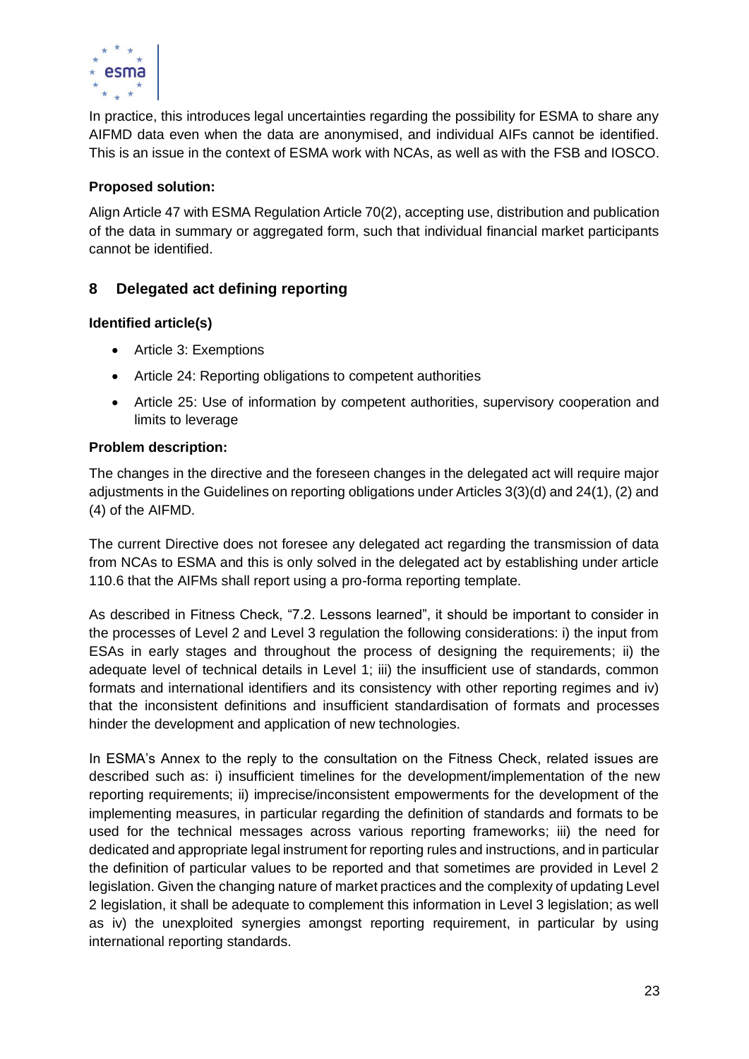In practice, this introduces legal uncertainties regarding the possibility for ESMA to share any AIFMD data even when the data are anonymised, and individual AIFs cannot be identified. This is an issue in the context of ESMA work with NCAs, as well as with the FSB and IOSCO.

**Proposed solution:**

Align Article 47 with ESMA Regulation Article 70(2), accepting use, distribution and publication of the data in summary or aggregated form, such that individual financial market participants cannot be identified.

## 8 Delegated act defining reporting

**Identified article(s)**

- Article 3: Exemptions
- Article 24: Reporting obligations to competent authorities
- Article 25: Use of information by competent authorities, supervisory cooperation and limits to leverage

**Problem description:**

The changes in the directive and the foreseen changes in the delegated act will require major adjustments in the Guidelines on reporting obligations under Articles 3(3)(d) and 24(1), (2) and (4) of the AIFMD.

The current Directive does not foresee any delegated act regarding the transmission of data from NCAs to ESMA and this is only solved in the delegated act by establishing under article 110.6 that the AIFMs shall report using a pro-forma reporting template.

As described in Fitness Check, "7.2. Lessons learned", it should be important to consider in the processes of Level 2 and Level 3 regulation the following considerations: i) the input from ESAs in early stages and throughout the process of designing the requirements; ii) the adequate level of technical details in Level 1; iii) the insufficient use of standards, common formats and international identifiers and its consistency with other reporting regimes and iv) that the inconsistent definitions and insufficient standardisation of formats and processes hinder the development and application of new technologies.

In ESMA's Annex to the reply to the consultation on the Fitness Check, related issues are described such as: i) insufficient timelines for the development/implementation of the new reporting requirements; ii) imprecise/inconsistent empowerments for the development of the implementing measures, in particular regarding the definition of standards and formats to be used for the technical messages across various reporting frameworks; iii) the need for dedicated and appropriate legal instrument for reporting rules and instructions, and in particular the definition of particular values to be reported and that sometimes are provided in Level 2 legislation. Given the changing nature of market practices and the complexity of updating Level 2 legislation, it shall be adequate to complement this information in Level 3 legislation; as well as iv) the unexploited synergies amongst reporting requirement, in particular by using international reporting standards.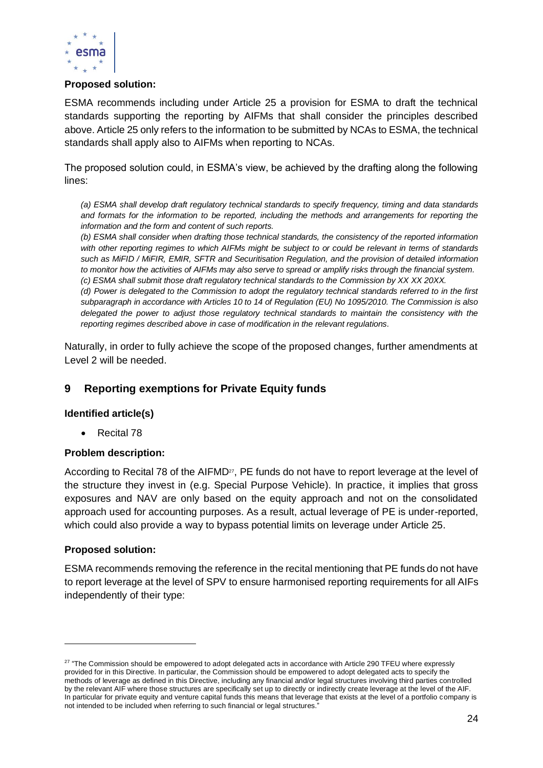**Proposed solution:**

ESMA recommends including under Article 25 a provision for ESMA to draft the technical standards supporting the reporting by AIFMs that shall consider the principles described above. Article 25 only refers to the information to be submitted by NCAs to ESMA, the technical standards shall apply also to AIFMs when reporting to NCAs.

The proposed solution could, in ESMA's view, be achieved by the drafting along the following lines:

> *(a) ESMA shall develop draft regulatory technical standards to specify frequency, timing and data standards and formats for the information to be reported, including the methods and arrangements for reporting the information and the form and content of such reports.*
> *(b) ESMA shall consider when drafting those technical standards, the consistency of the reported information with other reporting regimes to which AIFMs might be subject to or could be relevant in terms of standards such as MiFID / MiFIR, EMIR, SFTR and Securitisation Regulation, and the provision of detailed information to monitor how the activities of AIFMs may also serve to spread or amplify risks through the financial system.*
> *(c) ESMA shall submit those draft regulatory technical standards to the Commission by XX XX 20XX.*
> *(d) Power is delegated to the Commission to adopt the regulatory technical standards referred to in the first subparagraph in accordance with Articles 10 to 14 of Regulation (EU) No 1095/2010. The Commission is also delegated the power to adjust those regulatory technical standards to maintain the consistency with the reporting regimes described above in case of modification in the relevant regulations.*

Naturally, in order to fully achieve the scope of the proposed changes, further amendments at Level 2 will be needed.

## 9 Reporting exemptions for Private Equity funds

**Identified article(s)**

- Recital 78

**Problem description:**

According to Recital 78 of the AIFMD[27], PE funds do not have to report leverage at the level of the structure they invest in (e.g. Special Purpose Vehicle). In practice, it implies that gross exposures and NAV are only based on the equity approach and not on the consolidated approach used for accounting purposes. As a result, actual leverage of PE is under-reported, which could also provide a way to bypass potential limits on leverage under Article 25.

**Proposed solution:**

ESMA recommends removing the reference in the recital mentioning that PE funds do not have to report leverage at the level of SPV to ensure harmonised reporting requirements for all AIFs independently of their type:

---

[27] "The Commission should be empowered to adopt delegated acts in accordance with Article 290 TFEU where expressly provided for in this Directive. In particular, the Commission should be empowered to adopt delegated acts to specify the methods of leverage as defined in this Directive, including any financial and/or legal structures involving third parties controlled by the relevant AIF where those structures are specifically set up to directly or indirectly create leverage at the level of the AIF. In particular for private equity and venture capital funds this means that leverage that exists at the level of a portfolio company is not intended to be included when referring to such financial or legal structures."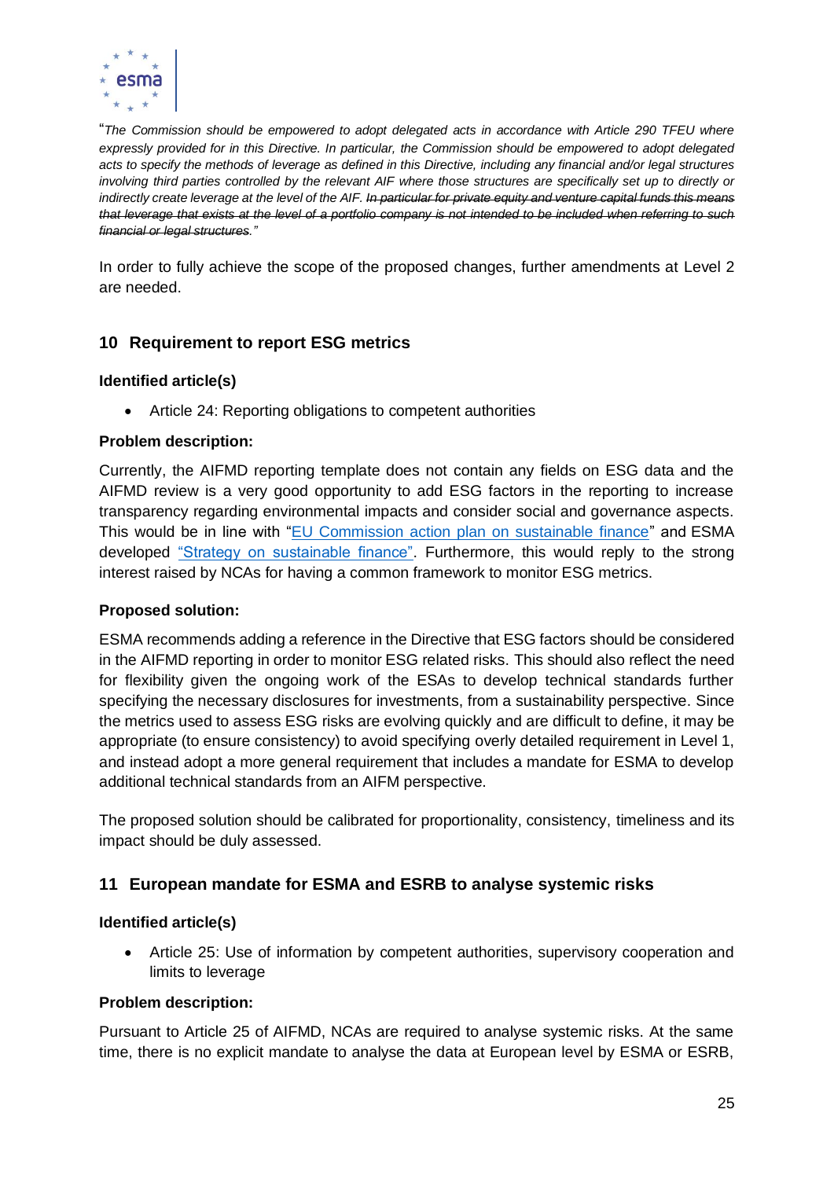"*The Commission should be empowered to adopt delegated acts in accordance with Article 290 TFEU where expressly provided for in this Directive. In particular, the Commission should be empowered to adopt delegated acts to specify the methods of leverage as defined in this Directive, including any financial and/or legal structures involving third parties controlled by the relevant AIF where those structures are specifically set up to directly or indirectly create leverage at the level of the AIF. ~~In particular for private equity and venture capital funds this means that leverage that exists at the level of a portfolio company is not intended to be included when referring to such financial or legal structures.~~"*

In order to fully achieve the scope of the proposed changes, further amendments at Level 2 are needed.

## 10 Requirement to report ESG metrics

**Identified article(s)**

- Article 24: Reporting obligations to competent authorities

**Problem description:**

Currently, the AIFMD reporting template does not contain any fields on ESG data and the AIFMD review is a very good opportunity to add ESG factors in the reporting to increase transparency regarding environmental impacts and consider social and governance aspects. This would be in line with "EU Commission action plan on sustainable finance" and ESMA developed "Strategy on sustainable finance". Furthermore, this would reply to the strong interest raised by NCAs for having a common framework to monitor ESG metrics.

**Proposed solution:**

ESMA recommends adding a reference in the Directive that ESG factors should be considered in the AIFMD reporting in order to monitor ESG related risks. This should also reflect the need for flexibility given the ongoing work of the ESAs to develop technical standards further specifying the necessary disclosures for investments, from a sustainability perspective. Since the metrics used to assess ESG risks are evolving quickly and are difficult to define, it may be appropriate (to ensure consistency) to avoid specifying overly detailed requirement in Level 1, and instead adopt a more general requirement that includes a mandate for ESMA to develop additional technical standards from an AIFM perspective.

The proposed solution should be calibrated for proportionality, consistency, timeliness and its impact should be duly assessed.

## 11 European mandate for ESMA and ESRB to analyse systemic risks

**Identified article(s)**

- Article 25: Use of information by competent authorities, supervisory cooperation and limits to leverage

**Problem description:**

Pursuant to Article 25 of AIFMD, NCAs are required to analyse systemic risks. At the same time, there is no explicit mandate to analyse the data at European level by ESMA or ESRB,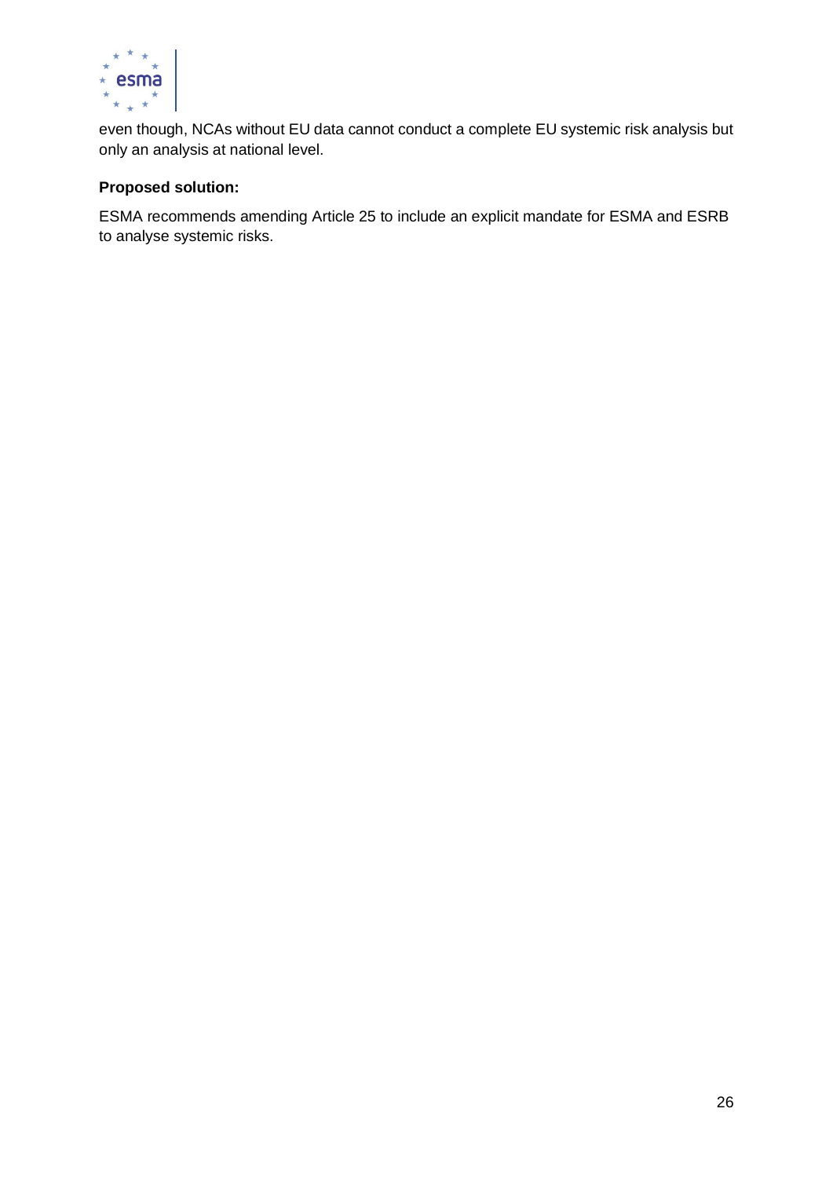even though, NCAs without EU data cannot conduct a complete EU systemic risk analysis but only an analysis at national level.

**Proposed solution:**

ESMA recommends amending Article 25 to include an explicit mandate for ESMA and ESRB to analyse systemic risks.